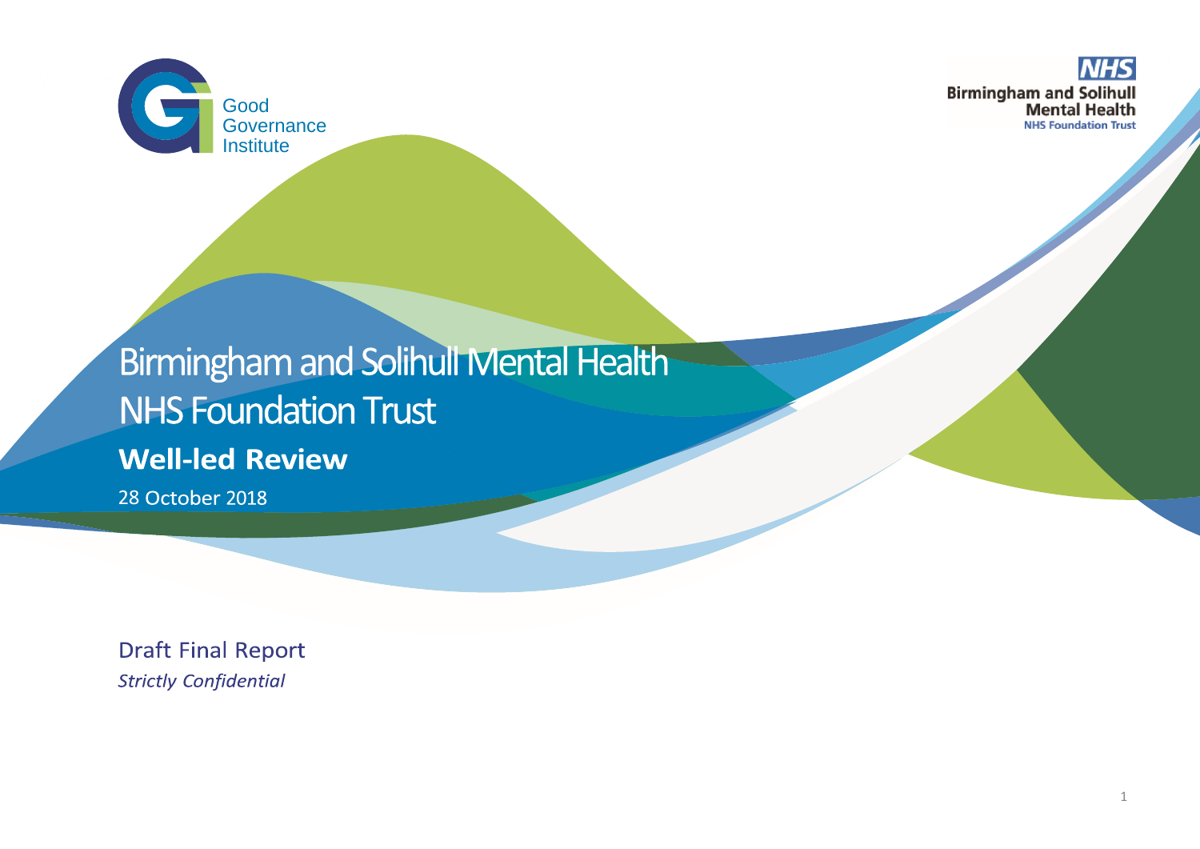Good Governance Institute

NHS
Birmingham and Solihull
Mental Health
NHS Foundation Trust

# Birmingham and Solihull Mental Health NHS Foundation Trust

## Well-led Review

28 October 2018

Draft Final Report

*Strictly Confidential*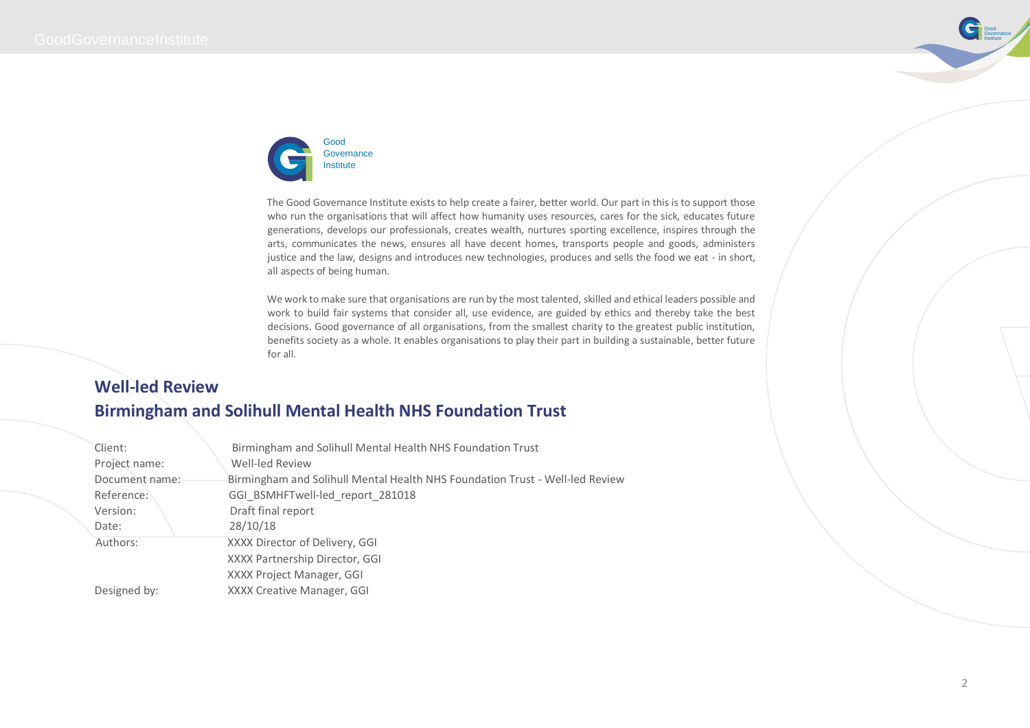Good Governance Institute

The Good Governance Institute exists to help create a fairer, better world. Our part in this is to support those who run the organisations that will affect how humanity uses resources, cares for the sick, educates future generations, develops our professionals, creates wealth, nurtures sporting excellence, inspires through the arts, communicates the news, ensures all have decent homes, transports people and goods, administers justice and the law, designs and introduces new technologies, produces and sells the food we eat - in short, all aspects of being human.

We work to make sure that organisations are run by the most talented, skilled and ethical leaders possible and work to build fair systems that consider all, use evidence, are guided by ethics and thereby take the best decisions. Good governance of all organisations, from the smallest charity to the greatest public institution, benefits society as a whole. It enables organisations to play their part in building a sustainable, better future for all.

## Well-led Review
## Birmingham and Solihull Mental Health NHS Foundation Trust

| | |
|---|---|
| Client: | Birmingham and Solihull Mental Health NHS Foundation Trust |
| Project name: | Well-led Review |
| Document name: | Birmingham and Solihull Mental Health NHS Foundation Trust - Well-led Review |
| Reference: | GGI_BSMHFTwell-led_report_281018 |
| Version: | Draft final report |
| Date: | 28/10/18 |
| Authors: | XXXX Director of Delivery, GGI |
| | XXXX Partnership Director, GGI |
| | XXXX Project Manager, GGI |
| Designed by: | XXXX Creative Manager, GGI |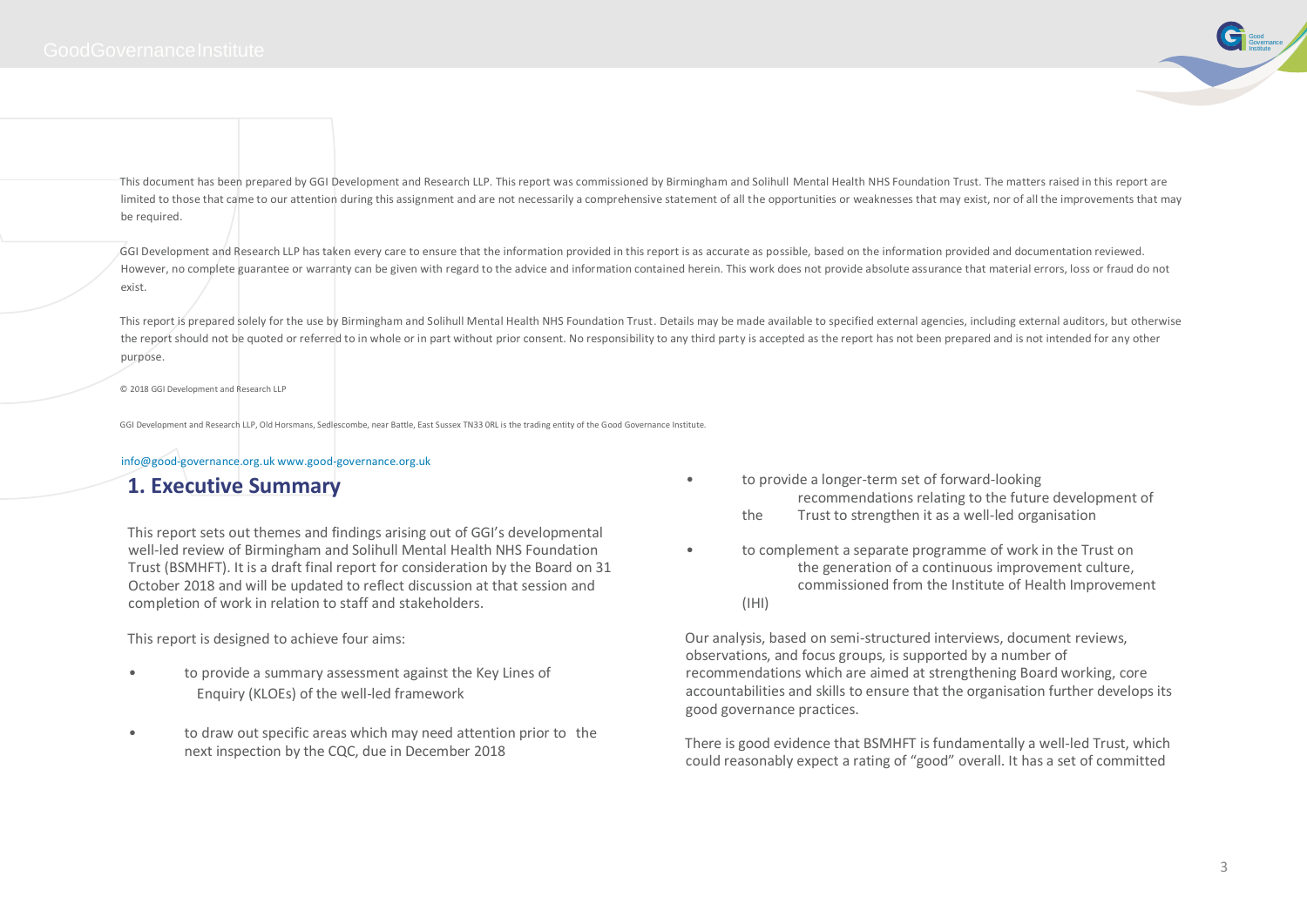This document has been prepared by GGI Development and Research LLP. This report was commissioned by Birmingham and Solihull Mental Health NHS Foundation Trust. The matters raised in this report are limited to those that came to our attention during this assignment and are not necessarily a comprehensive statement of all the opportunities or weaknesses that may exist, nor of all the improvements that may be required.

GGI Development and Research LLP has taken every care to ensure that the information provided in this report is as accurate as possible, based on the information provided and documentation reviewed. However, no complete guarantee or warranty can be given with regard to the advice and information contained herein. This work does not provide absolute assurance that material errors, loss or fraud do not exist.

This report is prepared solely for the use by Birmingham and Solihull Mental Health NHS Foundation Trust. Details may be made available to specified external agencies, including external auditors, but otherwise the report should not be quoted or referred to in whole or in part without prior consent. No responsibility to any third party is accepted as the report has not been prepared and is not intended for any other purpose.

© 2018 GGI Development and Research LLP

GGI Development and Research LLP, Old Horsmans, Sedlescombe, near Battle, East Sussex TN33 0RL is the trading entity of the Good Governance Institute.

info@good-governance.org.uk www.good-governance.org.uk

## 1. Executive Summary

This report sets out themes and findings arising out of GGI's developmental well-led review of Birmingham and Solihull Mental Health NHS Foundation Trust (BSMHFT). It is a draft final report for consideration by the Board on 31 October 2018 and will be updated to reflect discussion at that session and completion of work in relation to staff and stakeholders.

This report is designed to achieve four aims:

- to provide a summary assessment against the Key Lines of Enquiry (KLOEs) of the well-led framework
- to draw out specific areas which may need attention prior to the next inspection by the CQC, due in December 2018
- to provide a longer-term set of forward-looking recommendations relating to the future development of the Trust to strengthen it as a well-led organisation
- to complement a separate programme of work in the Trust on the generation of a continuous improvement culture, commissioned from the Institute of Health Improvement (IHI)

Our analysis, based on semi-structured interviews, document reviews, observations, and focus groups, is supported by a number of recommendations which are aimed at strengthening Board working, core accountabilities and skills to ensure that the organisation further develops its good governance practices.

There is good evidence that BSMHFT is fundamentally a well-led Trust, which could reasonably expect a rating of "good" overall. It has a set of committed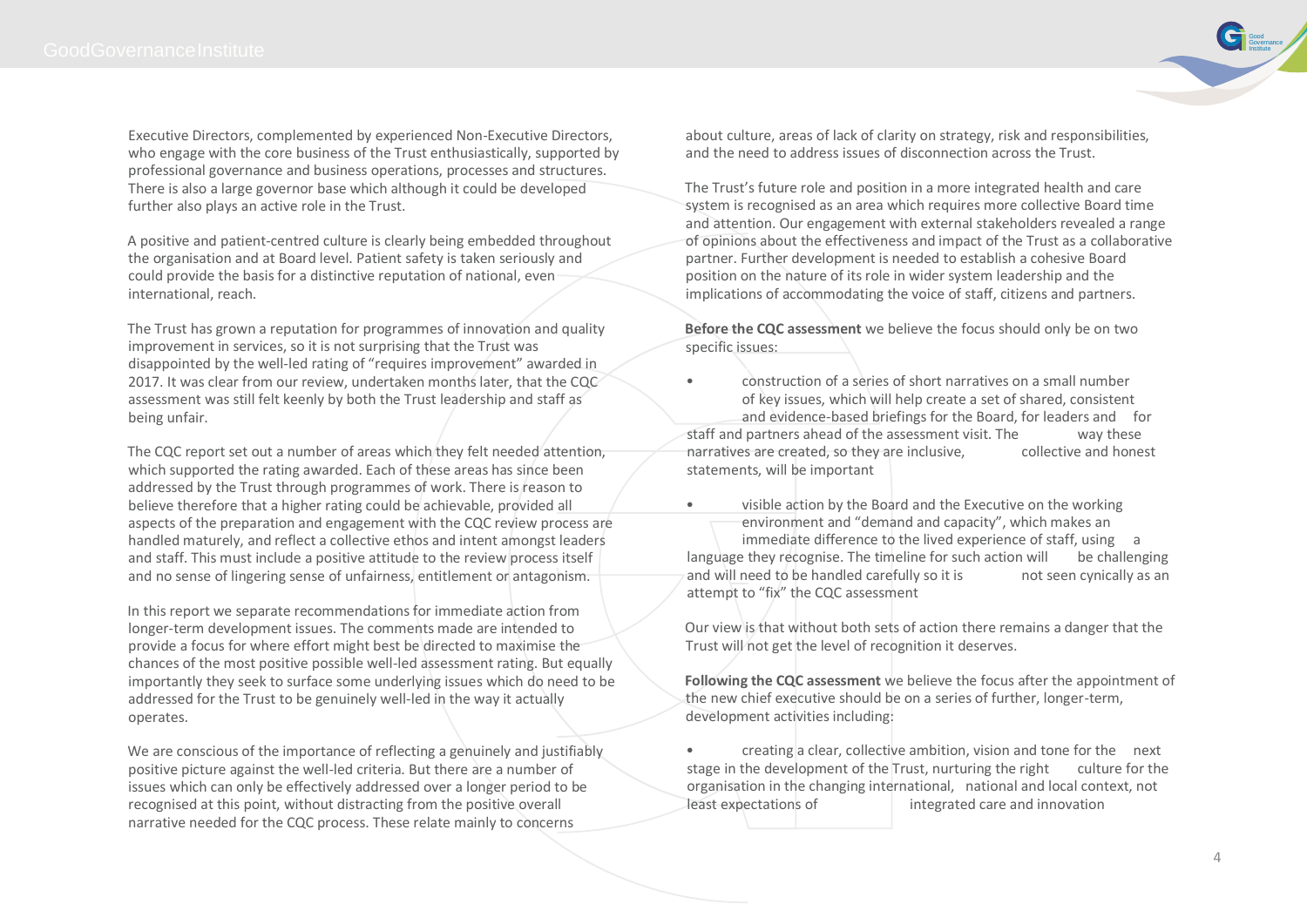Executive Directors, complemented by experienced Non-Executive Directors, who engage with the core business of the Trust enthusiastically, supported by professional governance and business operations, processes and structures. There is also a large governor base which although it could be developed further also plays an active role in the Trust.

A positive and patient-centred culture is clearly being embedded throughout the organisation and at Board level. Patient safety is taken seriously and could provide the basis for a distinctive reputation of national, even international, reach.

The Trust has grown a reputation for programmes of innovation and quality improvement in services, so it is not surprising that the Trust was disappointed by the well-led rating of "requires improvement" awarded in 2017. It was clear from our review, undertaken months later, that the CQC assessment was still felt keenly by both the Trust leadership and staff as being unfair.

The CQC report set out a number of areas which they felt needed attention, which supported the rating awarded. Each of these areas has since been addressed by the Trust through programmes of work. There is reason to believe therefore that a higher rating could be achievable, provided all aspects of the preparation and engagement with the CQC review process are handled maturely, and reflect a collective ethos and intent amongst leaders and staff. This must include a positive attitude to the review process itself and no sense of lingering sense of unfairness, entitlement or antagonism.

In this report we separate recommendations for immediate action from longer-term development issues. The comments made are intended to provide a focus for where effort might best be directed to maximise the chances of the most positive possible well-led assessment rating. But equally importantly they seek to surface some underlying issues which do need to be addressed for the Trust to be genuinely well-led in the way it actually operates.

We are conscious of the importance of reflecting a genuinely and justifiably positive picture against the well-led criteria. But there are a number of issues which can only be effectively addressed over a longer period to be recognised at this point, without distracting from the positive overall narrative needed for the CQC process. These relate mainly to concerns about culture, areas of lack of clarity on strategy, risk and responsibilities, and the need to address issues of disconnection across the Trust.

The Trust's future role and position in a more integrated health and care system is recognised as an area which requires more collective Board time and attention. Our engagement with external stakeholders revealed a range of opinions about the effectiveness and impact of the Trust as a collaborative partner. Further development is needed to establish a cohesive Board position on the nature of its role in wider system leadership and the implications of accommodating the voice of staff, citizens and partners.

**Before the CQC assessment** we believe the focus should only be on two specific issues:

- construction of a series of short narratives on a small number of key issues, which will help create a set of shared, consistent and evidence-based briefings for the Board, for leaders and for staff and partners ahead of the assessment visit. The way these narratives are created, so they are inclusive, collective and honest statements, will be important

- visible action by the Board and the Executive on the working environment and "demand and capacity", which makes an immediate difference to the lived experience of staff, using a language they recognise. The timeline for such action will be challenging and will need to be handled carefully so it is not seen cynically as an attempt to "fix" the CQC assessment

Our view is that without both sets of action there remains a danger that the Trust will not get the level of recognition it deserves.

**Following the CQC assessment** we believe the focus after the appointment of the new chief executive should be on a series of further, longer-term, development activities including:

- creating a clear, collective ambition, vision and tone for the next stage in the development of the Trust, nurturing the right culture for the organisation in the changing international, national and local context, not least expectations of integrated care and innovation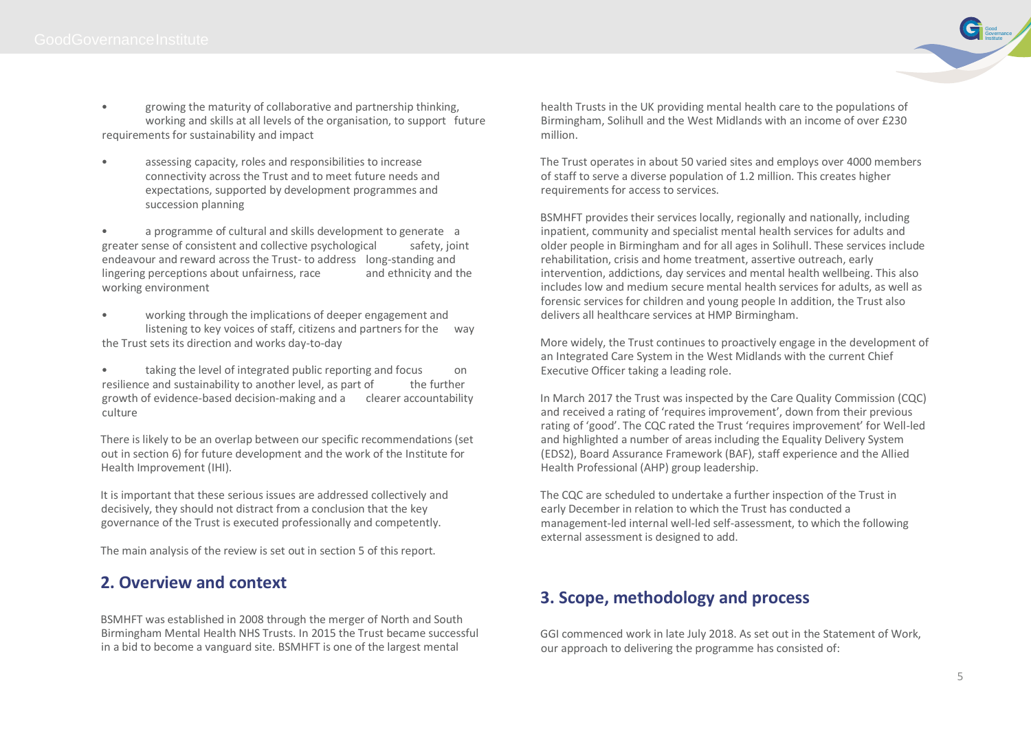- growing the maturity of collaborative and partnership thinking, working and skills at all levels of the organisation, to support future requirements for sustainability and impact

- assessing capacity, roles and responsibilities to increase connectivity across the Trust and to meet future needs and expectations, supported by development programmes and succession planning

- a programme of cultural and skills development to generate a greater sense of consistent and collective psychological safety, joint endeavour and reward across the Trust- to address long-standing and lingering perceptions about unfairness, race and ethnicity and the working environment

- working through the implications of deeper engagement and listening to key voices of staff, citizens and partners for the way the Trust sets its direction and works day-to-day

- taking the level of integrated public reporting and focus on resilience and sustainability to another level, as part of the further growth of evidence-based decision-making and a clearer accountability culture

There is likely to be an overlap between our specific recommendations (set out in section 6) for future development and the work of the Institute for Health Improvement (IHI).

It is important that these serious issues are addressed collectively and decisively, they should not distract from a conclusion that the key governance of the Trust is executed professionally and competently.

The main analysis of the review is set out in section 5 of this report.

## 2. Overview and context

BSMHFT was established in 2008 through the merger of North and South Birmingham Mental Health NHS Trusts. In 2015 the Trust became successful in a bid to become a vanguard site. BSMHFT is one of the largest mental health Trusts in the UK providing mental health care to the populations of Birmingham, Solihull and the West Midlands with an income of over £230 million.

The Trust operates in about 50 varied sites and employs over 4000 members of staff to serve a diverse population of 1.2 million. This creates higher requirements for access to services.

BSMHFT provides their services locally, regionally and nationally, including inpatient, community and specialist mental health services for adults and older people in Birmingham and for all ages in Solihull. These services include rehabilitation, crisis and home treatment, assertive outreach, early intervention, addictions, day services and mental health wellbeing. This also includes low and medium secure mental health services for adults, as well as forensic services for children and young people In addition, the Trust also delivers all healthcare services at HMP Birmingham.

More widely, the Trust continues to proactively engage in the development of an Integrated Care System in the West Midlands with the current Chief Executive Officer taking a leading role.

In March 2017 the Trust was inspected by the Care Quality Commission (CQC) and received a rating of 'requires improvement', down from their previous rating of 'good'. The CQC rated the Trust 'requires improvement' for Well-led and highlighted a number of areas including the Equality Delivery System (EDS2), Board Assurance Framework (BAF), staff experience and the Allied Health Professional (AHP) group leadership.

The CQC are scheduled to undertake a further inspection of the Trust in early December in relation to which the Trust has conducted a management-led internal well-led self-assessment, to which the following external assessment is designed to add.

## 3. Scope, methodology and process

GGI commenced work in late July 2018. As set out in the Statement of Work, our approach to delivering the programme has consisted of: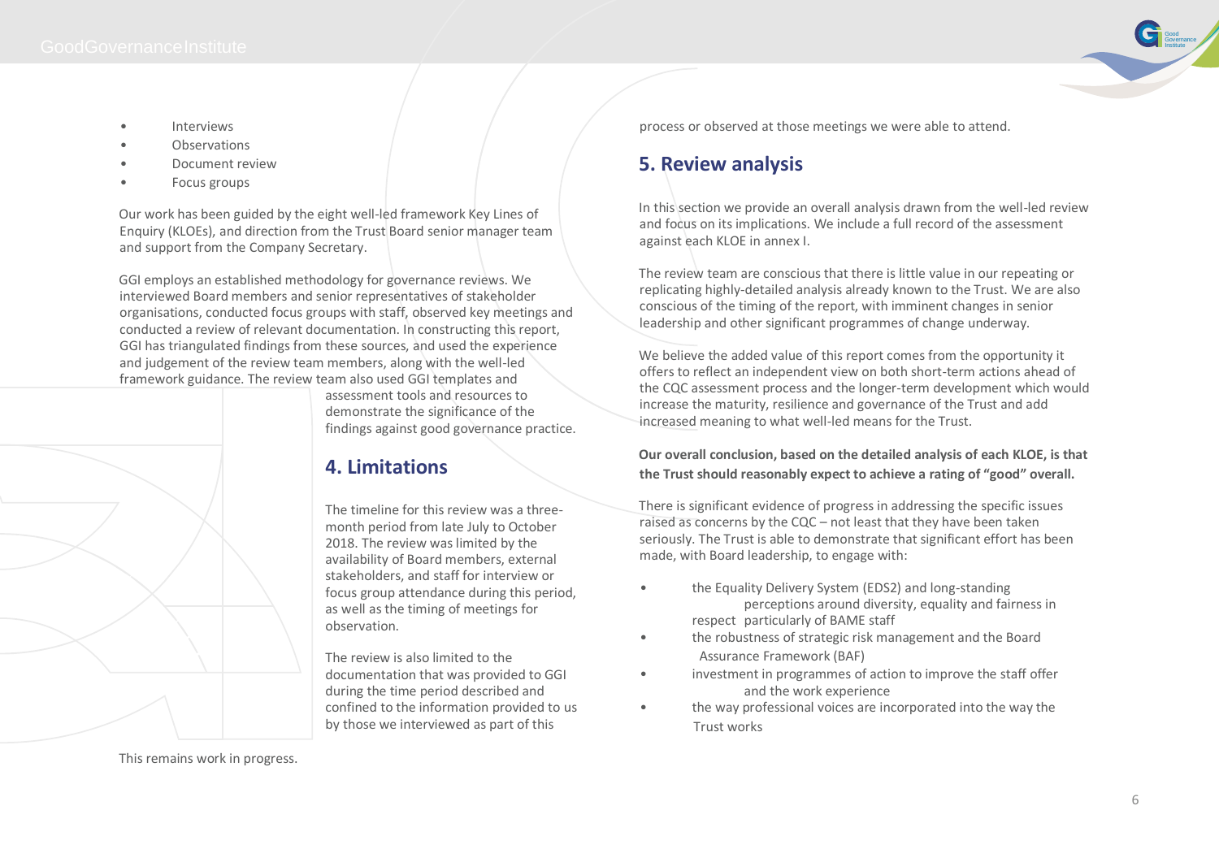- Interviews
- Observations
- Document review
- Focus groups

Our work has been guided by the eight well-led framework Key Lines of Enquiry (KLOEs), and direction from the Trust Board senior manager team and support from the Company Secretary.

GGI employs an established methodology for governance reviews. We interviewed Board members and senior representatives of stakeholder organisations, conducted focus groups with staff, observed key meetings and conducted a review of relevant documentation. In constructing this report, GGI has triangulated findings from these sources, and used the experience and judgement of the review team members, along with the well-led framework guidance. The review team also used GGI templates and assessment tools and resources to demonstrate the significance of the findings against good governance practice.

## 4. Limitations

The timeline for this review was a three-month period from late July to October 2018. The review was limited by the availability of Board members, external stakeholders, and staff for interview or focus group attendance during this period, as well as the timing of meetings for observation.

The review is also limited to the documentation that was provided to GGI during the time period described and confined to the information provided to us by those we interviewed as part of this process or observed at those meetings we were able to attend.

This remains work in progress.

## 5. Review analysis

In this section we provide an overall analysis drawn from the well-led review and focus on its implications. We include a full record of the assessment against each KLOE in annex I.

The review team are conscious that there is little value in our repeating or replicating highly-detailed analysis already known to the Trust. We are also conscious of the timing of the report, with imminent changes in senior leadership and other significant programmes of change underway.

We believe the added value of this report comes from the opportunity it offers to reflect an independent view on both short-term actions ahead of the CQC assessment process and the longer-term development which would increase the maturity, resilience and governance of the Trust and add increased meaning to what well-led means for the Trust.

**Our overall conclusion, based on the detailed analysis of each KLOE, is that the Trust should reasonably expect to achieve a rating of "good" overall.**

There is significant evidence of progress in addressing the specific issues raised as concerns by the CQC – not least that they have been taken seriously. The Trust is able to demonstrate that significant effort has been made, with Board leadership, to engage with:

- the Equality Delivery System (EDS2) and long-standing perceptions around diversity, equality and fairness in respect particularly of BAME staff
- the robustness of strategic risk management and the Board Assurance Framework (BAF)
- investment in programmes of action to improve the staff offer and the work experience
- the way professional voices are incorporated into the way the Trust works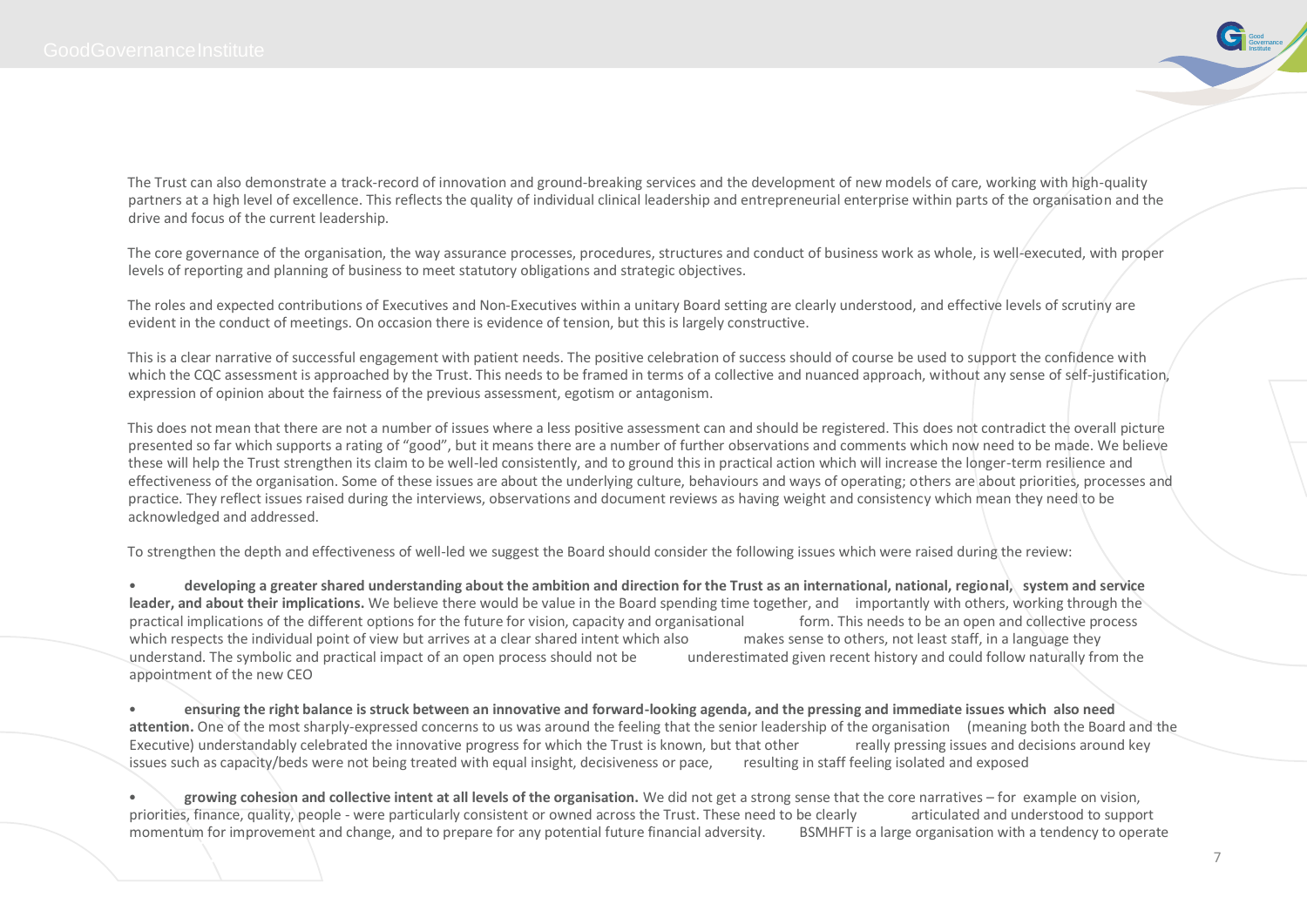The Trust can also demonstrate a track-record of innovation and ground-breaking services and the development of new models of care, working with high-quality partners at a high level of excellence. This reflects the quality of individual clinical leadership and entrepreneurial enterprise within parts of the organisation and the drive and focus of the current leadership.

The core governance of the organisation, the way assurance processes, procedures, structures and conduct of business work as whole, is well-executed, with proper levels of reporting and planning of business to meet statutory obligations and strategic objectives.

The roles and expected contributions of Executives and Non-Executives within a unitary Board setting are clearly understood, and effective levels of scrutiny are evident in the conduct of meetings. On occasion there is evidence of tension, but this is largely constructive.

This is a clear narrative of successful engagement with patient needs. The positive celebration of success should of course be used to support the confidence with which the CQC assessment is approached by the Trust. This needs to be framed in terms of a collective and nuanced approach, without any sense of self-justification, expression of opinion about the fairness of the previous assessment, egotism or antagonism.

This does not mean that there are not a number of issues where a less positive assessment can and should be registered. This does not contradict the overall picture presented so far which supports a rating of "good", but it means there are a number of further observations and comments which now need to be made. We believe these will help the Trust strengthen its claim to be well-led consistently, and to ground this in practical action which will increase the longer-term resilience and effectiveness of the organisation. Some of these issues are about the underlying culture, behaviours and ways of operating; others are about priorities, processes and practice. They reflect issues raised during the interviews, observations and document reviews as having weight and consistency which mean they need to be acknowledged and addressed.

To strengthen the depth and effectiveness of well-led we suggest the Board should consider the following issues which were raised during the review:

- **developing a greater shared understanding about the ambition and direction for the Trust as an international, national, regional, system and service leader, and about their implications.** We believe there would be value in the Board spending time together, and importantly with others, working through the practical implications of the different options for the future for vision, capacity and organisational form. This needs to be an open and collective process which respects the individual point of view but arrives at a clear shared intent which also makes sense to others, not least staff, in a language they understand. The symbolic and practical impact of an open process should not be underestimated given recent history and could follow naturally from the appointment of the new CEO

- **ensuring the right balance is struck between an innovative and forward-looking agenda, and the pressing and immediate issues which also need attention.** One of the most sharply-expressed concerns to us was around the feeling that the senior leadership of the organisation (meaning both the Board and the Executive) understandably celebrated the innovative progress for which the Trust is known, but that other really pressing issues and decisions around key issues such as capacity/beds were not being treated with equal insight, decisiveness or pace, resulting in staff feeling isolated and exposed

- **growing cohesion and collective intent at all levels of the organisation.** We did not get a strong sense that the core narratives – for example on vision, priorities, finance, quality, people - were particularly consistent or owned across the Trust. These need to be clearly articulated and understood to support momentum for improvement and change, and to prepare for any potential future financial adversity. BSMHFT is a large organisation with a tendency to operate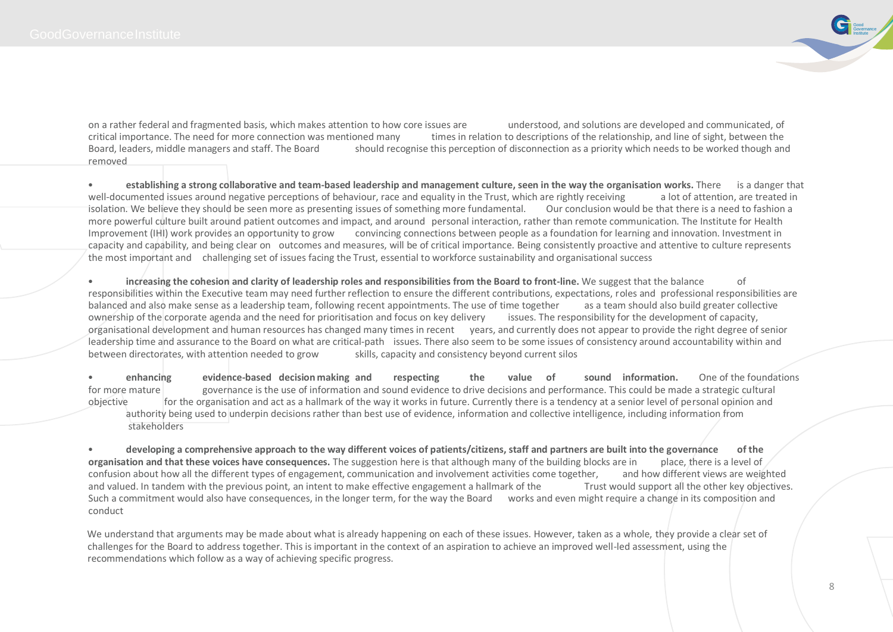on a rather federal and fragmented basis, which makes attention to how core issues are understood, and solutions are developed and communicated, of critical importance. The need for more connection was mentioned many times in relation to descriptions of the relationship, and line of sight, between the Board, leaders, middle managers and staff. The Board should recognise this perception of disconnection as a priority which needs to be worked though and removed

- **establishing a strong collaborative and team-based leadership and management culture, seen in the way the organisation works.** There is a danger that well-documented issues around negative perceptions of behaviour, race and equality in the Trust, which are rightly receiving a lot of attention, are treated in isolation. We believe they should be seen more as presenting issues of something more fundamental. Our conclusion would be that there is a need to fashion a more powerful culture built around patient outcomes and impact, and around personal interaction, rather than remote communication. The Institute for Health Improvement (IHI) work provides an opportunity to grow convincing connections between people as a foundation for learning and innovation. Investment in capacity and capability, and being clear on outcomes and measures, will be of critical importance. Being consistently proactive and attentive to culture represents the most important and challenging set of issues facing the Trust, essential to workforce sustainability and organisational success

- **increasing the cohesion and clarity of leadership roles and responsibilities from the Board to front-line.** We suggest that the balance of responsibilities within the Executive team may need further reflection to ensure the different contributions, expectations, roles and professional responsibilities are balanced and also make sense as a leadership team, following recent appointments. The use of time together as a team should also build greater collective ownership of the corporate agenda and the need for prioritisation and focus on key delivery issues. The responsibility for the development of capacity, organisational development and human resources has changed many times in recent years, and currently does not appear to provide the right degree of senior leadership time and assurance to the Board on what are critical-path issues. There also seem to be some issues of consistency around accountability within and between directorates, with attention needed to grow skills, capacity and consistency beyond current silos

- **enhancing evidence-based decision making and respecting the value of sound information.** One of the foundations for more mature governance is the use of information and sound evidence to drive decisions and performance. This could be made a strategic cultural objective for the organisation and act as a hallmark of the way it works in future. Currently there is a tendency at a senior level of personal opinion and authority being used to underpin decisions rather than best use of evidence, information and collective intelligence, including information from stakeholders

- **developing a comprehensive approach to the way different voices of patients/citizens, staff and partners are built into the governance of the organisation and that these voices have consequences.** The suggestion here is that although many of the building blocks are in place, there is a level of confusion about how all the different types of engagement, communication and involvement activities come together, and how different views are weighted and valued. In tandem with the previous point, an intent to make effective engagement a hallmark of the Trust would support all the other key objectives. Such a commitment would also have consequences, in the longer term, for the way the Board works and even might require a change in its composition and conduct

We understand that arguments may be made about what is already happening on each of these issues. However, taken as a whole, they provide a clear set of challenges for the Board to address together. This is important in the context of an aspiration to achieve an improved well-led assessment, using the recommendations which follow as a way of achieving specific progress.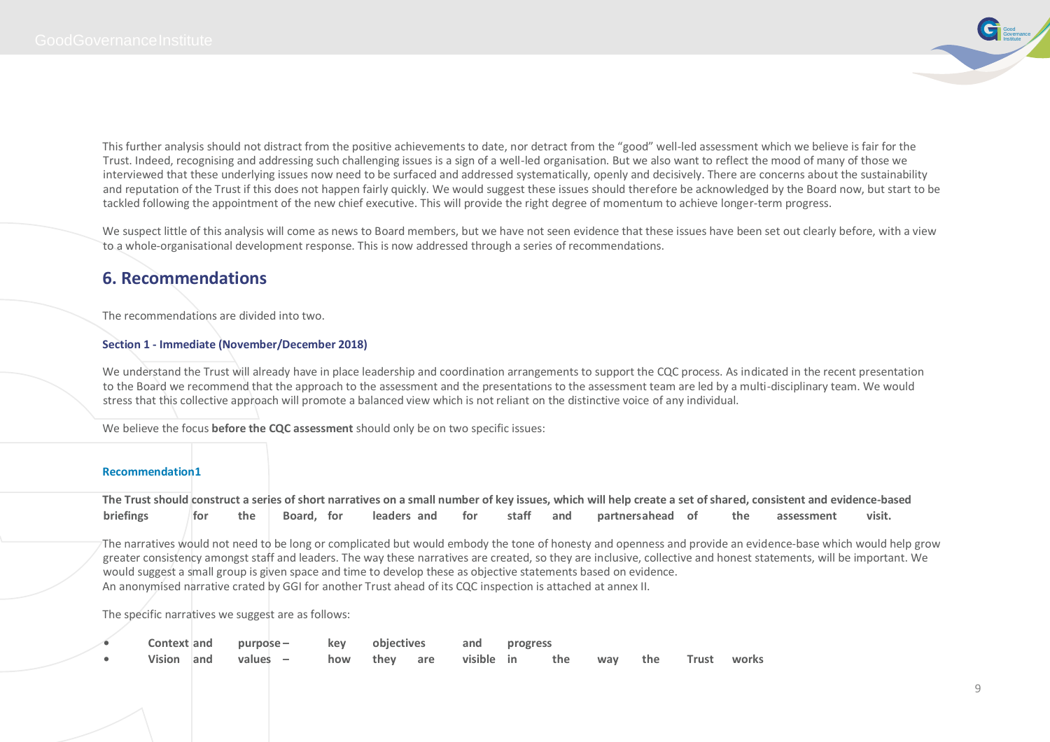This further analysis should not distract from the positive achievements to date, nor detract from the "good" well-led assessment which we believe is fair for the Trust. Indeed, recognising and addressing such challenging issues is a sign of a well-led organisation. But we also want to reflect the mood of many of those we interviewed that these underlying issues now need to be surfaced and addressed systematically, openly and decisively. There are concerns about the sustainability and reputation of the Trust if this does not happen fairly quickly. We would suggest these issues should therefore be acknowledged by the Board now, but start to be tackled following the appointment of the new chief executive. This will provide the right degree of momentum to achieve longer-term progress.

We suspect little of this analysis will come as news to Board members, but we have not seen evidence that these issues have been set out clearly before, with a view to a whole-organisational development response. This is now addressed through a series of recommendations.

## 6. Recommendations

The recommendations are divided into two.

#### Section 1 - Immediate (November/December 2018)

We understand the Trust will already have in place leadership and coordination arrangements to support the CQC process. As indicated in the recent presentation to the Board we recommend that the approach to the assessment and the presentations to the assessment team are led by a multi-disciplinary team. We would stress that this collective approach will promote a balanced view which is not reliant on the distinctive voice of any individual.

We believe the focus **before the CQC assessment** should only be on two specific issues:

#### Recommendation1

**The Trust should construct a series of short narratives on a small number of key issues, which will help create a set of shared, consistent and evidence-based briefings for the Board, for leaders and for staff and partnersahead of the assessment visit.**

The narratives would not need to be long or complicated but would embody the tone of honesty and openness and provide an evidence-base which would help grow greater consistency amongst staff and leaders. The way these narratives are created, so they are inclusive, collective and honest statements, will be important. We would suggest a small group is given space and time to develop these as objective statements based on evidence.
An anonymised narrative crated by GGI for another Trust ahead of its CQC inspection is attached at annex II.

The specific narratives we suggest are as follows:

- **Context and purpose – key objectives and progress**
- **Vision and values – how they are visible in the way the Trust works**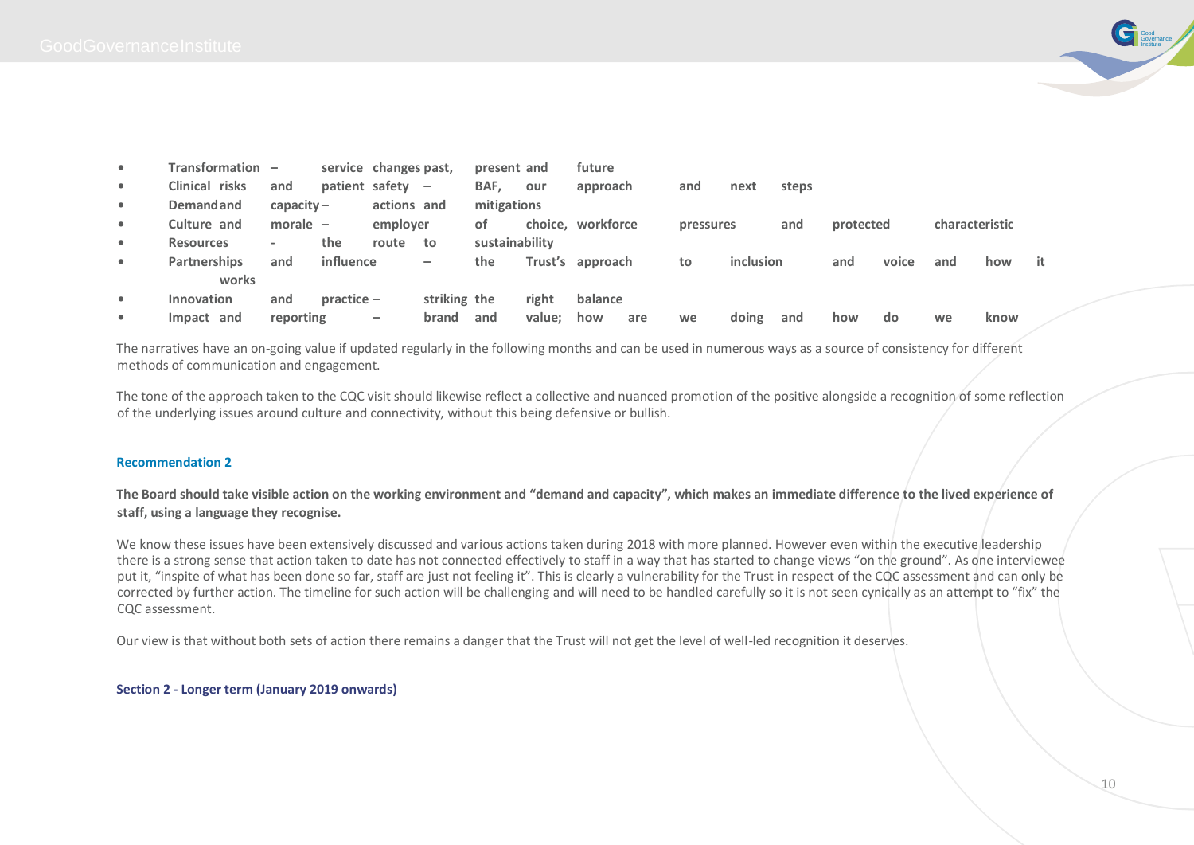- **Transformation – service changes past, present and future**
- **Clinical risks and patient safety – BAF, our approach and next steps**
- **Demand and capacity – actions and mitigations**
- **Culture and morale – employer of choice, workforce pressures and protected characteristic**
- **Resources - the route to sustainability**
- **Partnerships and influence – the Trust's approach to inclusion and voice and how it works**
- **Innovation and practice – striking the right balance**
- **Impact and reporting – brand and value; how are we doing and how do we know**

The narratives have an on-going value if updated regularly in the following months and can be used in numerous ways as a source of consistency for different methods of communication and engagement.

The tone of the approach taken to the CQC visit should likewise reflect a collective and nuanced promotion of the positive alongside a recognition of some reflection of the underlying issues around culture and connectivity, without this being defensive or bullish.

### Recommendation 2

**The Board should take visible action on the working environment and "demand and capacity", which makes an immediate difference to the lived experience of staff, using a language they recognise.**

We know these issues have been extensively discussed and various actions taken during 2018 with more planned. However even within the executive leadership there is a strong sense that action taken to date has not connected effectively to staff in a way that has started to change views "on the ground". As one interviewee put it, "inspite of what has been done so far, staff are just not feeling it". This is clearly a vulnerability for the Trust in respect of the CQC assessment and can only be corrected by further action. The timeline for such action will be challenging and will need to be handled carefully so it is not seen cynically as an attempt to "fix" the CQC assessment.

Our view is that without both sets of action there remains a danger that the Trust will not get the level of well-led recognition it deserves.

## Section 2 - Longer term (January 2019 onwards)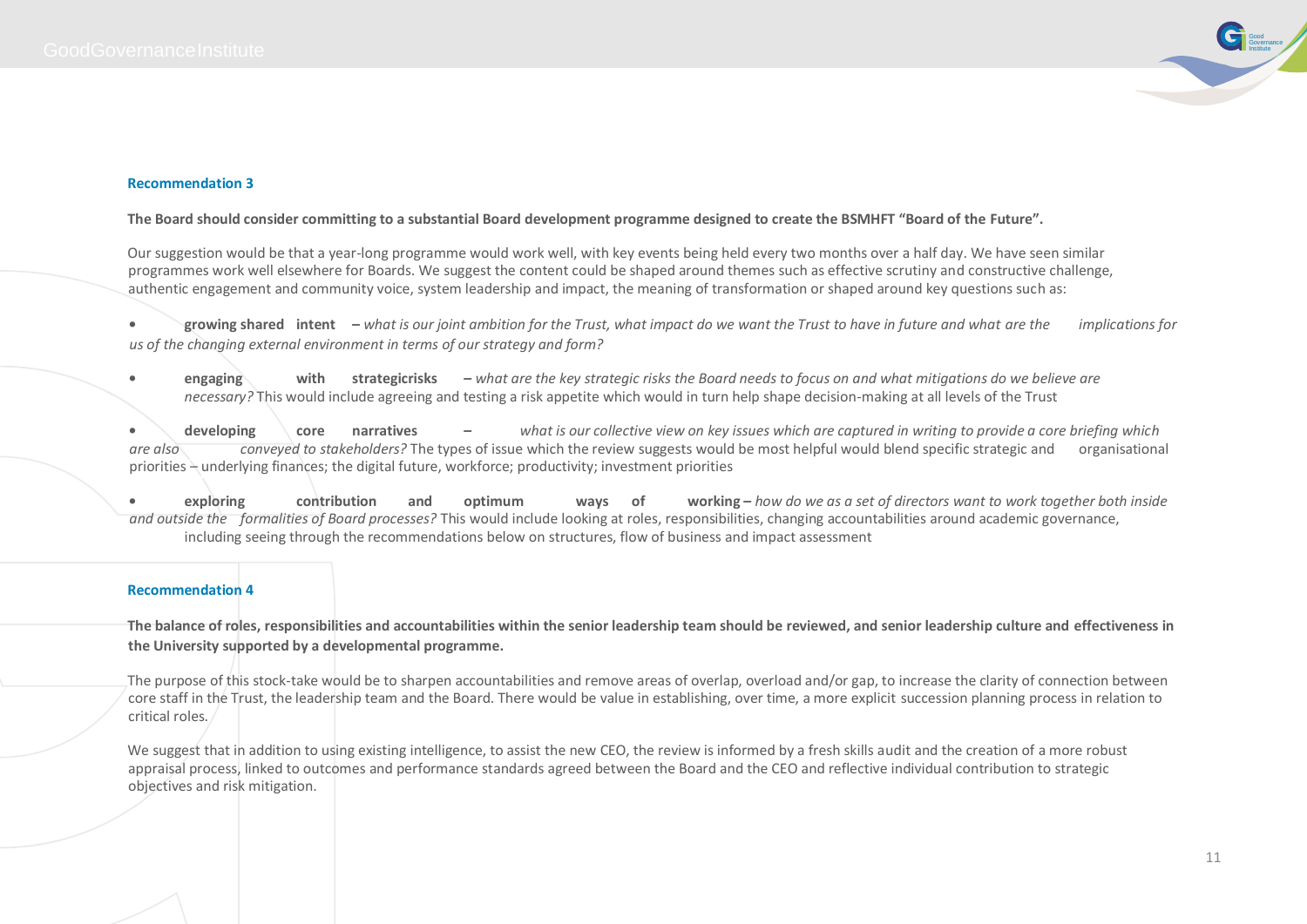### Recommendation 3

**The Board should consider committing to a substantial Board development programme designed to create the BSMHFT "Board of the Future".**

Our suggestion would be that a year-long programme would work well, with key events being held every two months over a half day. We have seen similar programmes work well elsewhere for Boards. We suggest the content could be shaped around themes such as effective scrutiny and constructive challenge, authentic engagement and community voice, system leadership and impact, the meaning of transformation or shaped around key questions such as:

- **growing shared intent** – *what is our joint ambition for the Trust, what impact do we want the Trust to have in future and what are the implications for us of the changing external environment in terms of our strategy and form?*
- **engaging with strategic risks** – *what are the key strategic risks the Board needs to focus on and what mitigations do we believe are necessary?* This would include agreeing and testing a risk appetite which would in turn help shape decision-making at all levels of the Trust
- **developing core narratives** – *what is our collective view on key issues which are captured in writing to provide a core briefing which are also conveyed to stakeholders?* The types of issue which the review suggests would be most helpful would blend specific strategic and organisational priorities – underlying finances; the digital future, workforce; productivity; investment priorities
- **exploring contribution and optimum ways of working** – *how do we as a set of directors want to work together both inside and outside the formalities of Board processes?* This would include looking at roles, responsibilities, changing accountabilities around academic governance, including seeing through the recommendations below on structures, flow of business and impact assessment

### Recommendation 4

**The balance of roles, responsibilities and accountabilities within the senior leadership team should be reviewed, and senior leadership culture and effectiveness in the University supported by a developmental programme.**

The purpose of this stock-take would be to sharpen accountabilities and remove areas of overlap, overload and/or gap, to increase the clarity of connection between core staff in the Trust, the leadership team and the Board. There would be value in establishing, over time, a more explicit succession planning process in relation to critical roles.

We suggest that in addition to using existing intelligence, to assist the new CEO, the review is informed by a fresh skills audit and the creation of a more robust appraisal process, linked to outcomes and performance standards agreed between the Board and the CEO and reflective individual contribution to strategic objectives and risk mitigation.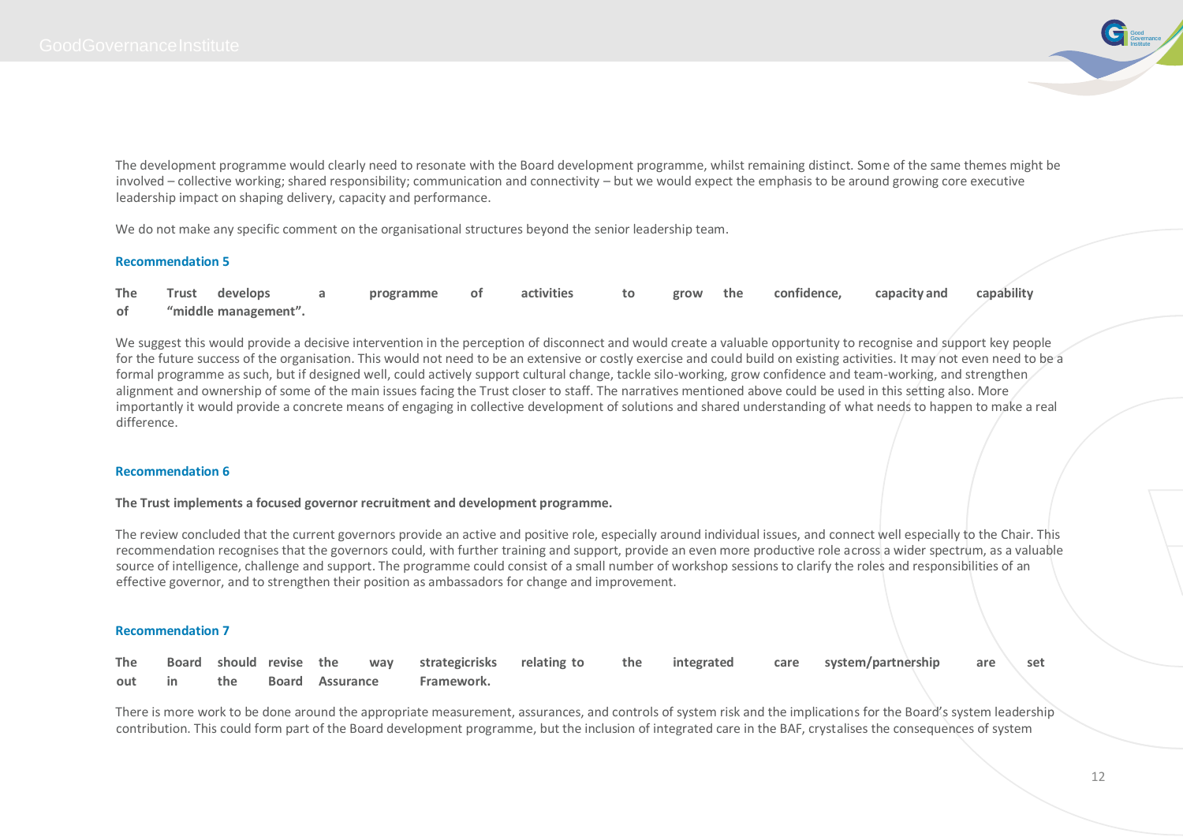The development programme would clearly need to resonate with the Board development programme, whilst remaining distinct. Some of the same themes might be involved – collective working; shared responsibility; communication and connectivity – but we would expect the emphasis to be around growing core executive leadership impact on shaping delivery, capacity and performance.

We do not make any specific comment on the organisational structures beyond the senior leadership team.

### Recommendation 5

**The Trust develops a programme of activities to grow the confidence, capacity and capability of "middle management".**

We suggest this would provide a decisive intervention in the perception of disconnect and would create a valuable opportunity to recognise and support key people for the future success of the organisation. This would not need to be an extensive or costly exercise and could build on existing activities. It may not even need to be a formal programme as such, but if designed well, could actively support cultural change, tackle silo-working, grow confidence and team-working, and strengthen alignment and ownership of some of the main issues facing the Trust closer to staff. The narratives mentioned above could be used in this setting also. More importantly it would provide a concrete means of engaging in collective development of solutions and shared understanding of what needs to happen to make a real difference.

### Recommendation 6

**The Trust implements a focused governor recruitment and development programme.**

The review concluded that the current governors provide an active and positive role, especially around individual issues, and connect well especially to the Chair. This recommendation recognises that the governors could, with further training and support, provide an even more productive role across a wider spectrum, as a valuable source of intelligence, challenge and support. The programme could consist of a small number of workshop sessions to clarify the roles and responsibilities of an effective governor, and to strengthen their position as ambassadors for change and improvement.

### Recommendation 7

**The Board should revise the way strategicrisks relating to the integrated care system/partnership are set out in the Board Assurance Framework.**

There is more work to be done around the appropriate measurement, assurances, and controls of system risk and the implications for the Board's system leadership contribution. This could form part of the Board development programme, but the inclusion of integrated care in the BAF, crystalises the consequences of system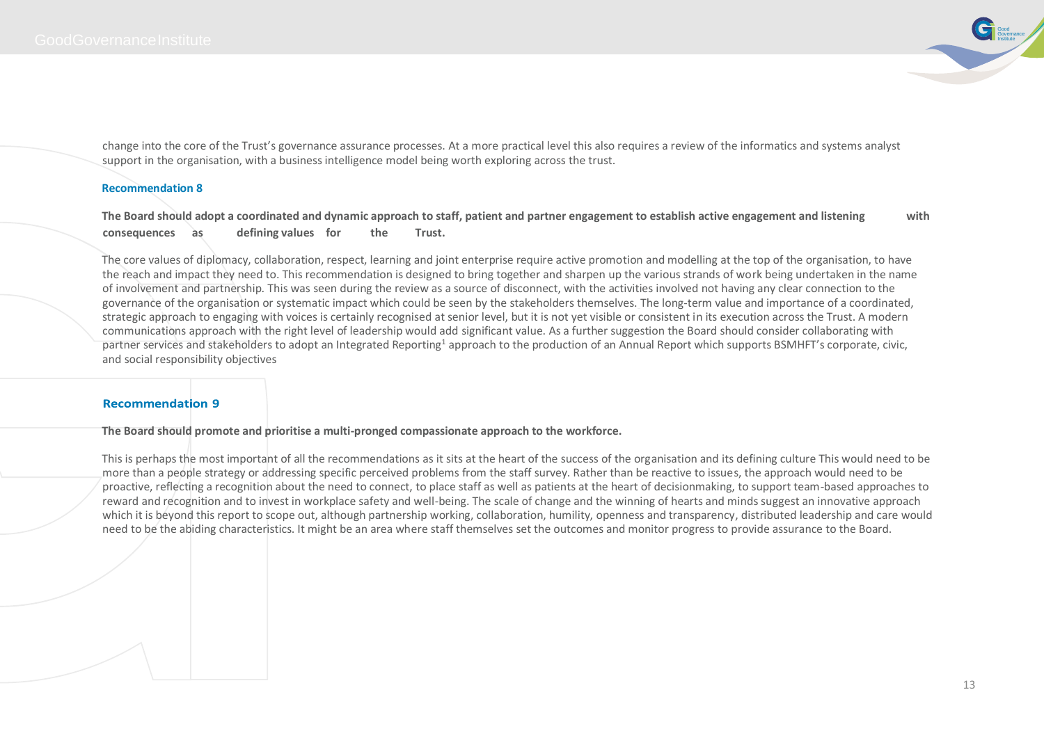change into the core of the Trust's governance assurance processes. At a more practical level this also requires a review of the informatics and systems analyst support in the organisation, with a business intelligence model being worth exploring across the trust.

### Recommendation 8

**The Board should adopt a coordinated and dynamic approach to staff, patient and partner engagement to establish active engagement and listening with consequences as defining values for the Trust.**

The core values of diplomacy, collaboration, respect, learning and joint enterprise require active promotion and modelling at the top of the organisation, to have the reach and impact they need to. This recommendation is designed to bring together and sharpen up the various strands of work being undertaken in the name of involvement and partnership. This was seen during the review as a source of disconnect, with the activities involved not having any clear connection to the governance of the organisation or systematic impact which could be seen by the stakeholders themselves. The long-term value and importance of a coordinated, strategic approach to engaging with voices is certainly recognised at senior level, but it is not yet visible or consistent in its execution across the Trust. A modern communications approach with the right level of leadership would add significant value. As a further suggestion the Board should consider collaborating with partner services and stakeholders to adopt an Integrated Reporting[1] approach to the production of an Annual Report which supports BSMHFT's corporate, civic, and social responsibility objectives

### Recommendation 9

**The Board should promote and prioritise a multi-pronged compassionate approach to the workforce.**

This is perhaps the most important of all the recommendations as it sits at the heart of the success of the organisation and its defining culture This would need to be more than a people strategy or addressing specific perceived problems from the staff survey. Rather than be reactive to issues, the approach would need to be proactive, reflecting a recognition about the need to connect, to place staff as well as patients at the heart of decisionmaking, to support team-based approaches to reward and recognition and to invest in workplace safety and well-being. The scale of change and the winning of hearts and minds suggest an innovative approach which it is beyond this report to scope out, although partnership working, collaboration, humility, openness and transparency, distributed leadership and care would need to be the abiding characteristics. It might be an area where staff themselves set the outcomes and monitor progress to provide assurance to the Board.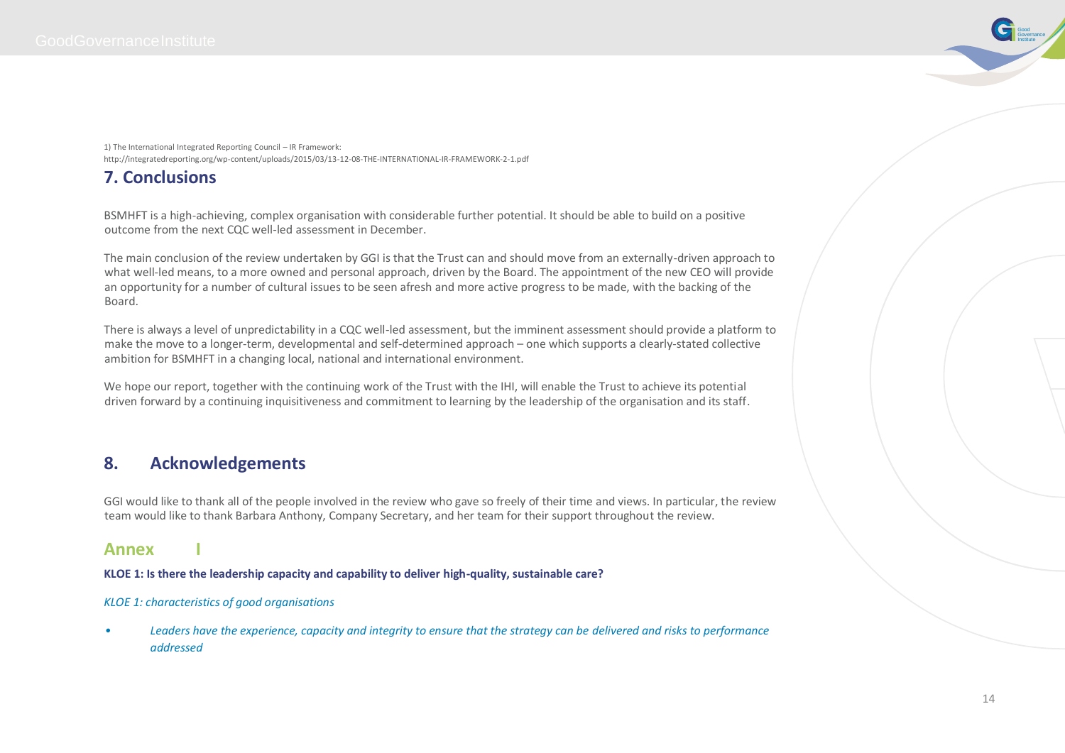1) The International Integrated Reporting Council – IR Framework: http://integratedreporting.org/wp-content/uploads/2015/03/13-12-08-THE-INTERNATIONAL-IR-FRAMEWORK-2-1.pdf

## 7. Conclusions

BSMHFT is a high-achieving, complex organisation with considerable further potential. It should be able to build on a positive outcome from the next CQC well-led assessment in December.

The main conclusion of the review undertaken by GGI is that the Trust can and should move from an externally-driven approach to what well-led means, to a more owned and personal approach, driven by the Board. The appointment of the new CEO will provide an opportunity for a number of cultural issues to be seen afresh and more active progress to be made, with the backing of the Board.

There is always a level of unpredictability in a CQC well-led assessment, but the imminent assessment should provide a platform to make the move to a longer-term, developmental and self-determined approach – one which supports a clearly-stated collective ambition for BSMHFT in a changing local, national and international environment.

We hope our report, together with the continuing work of the Trust with the IHI, will enable the Trust to achieve its potential driven forward by a continuing inquisitiveness and commitment to learning by the leadership of the organisation and its staff.

## 8. Acknowledgements

GGI would like to thank all of the people involved in the review who gave so freely of their time and views. In particular, the review team would like to thank Barbara Anthony, Company Secretary, and her team for their support throughout the review.

## Annex I

**KLOE 1: Is there the leadership capacity and capability to deliver high-quality, sustainable care?**

*KLOE 1: characteristics of good organisations*

- *Leaders have the experience, capacity and integrity to ensure that the strategy can be delivered and risks to performance addressed*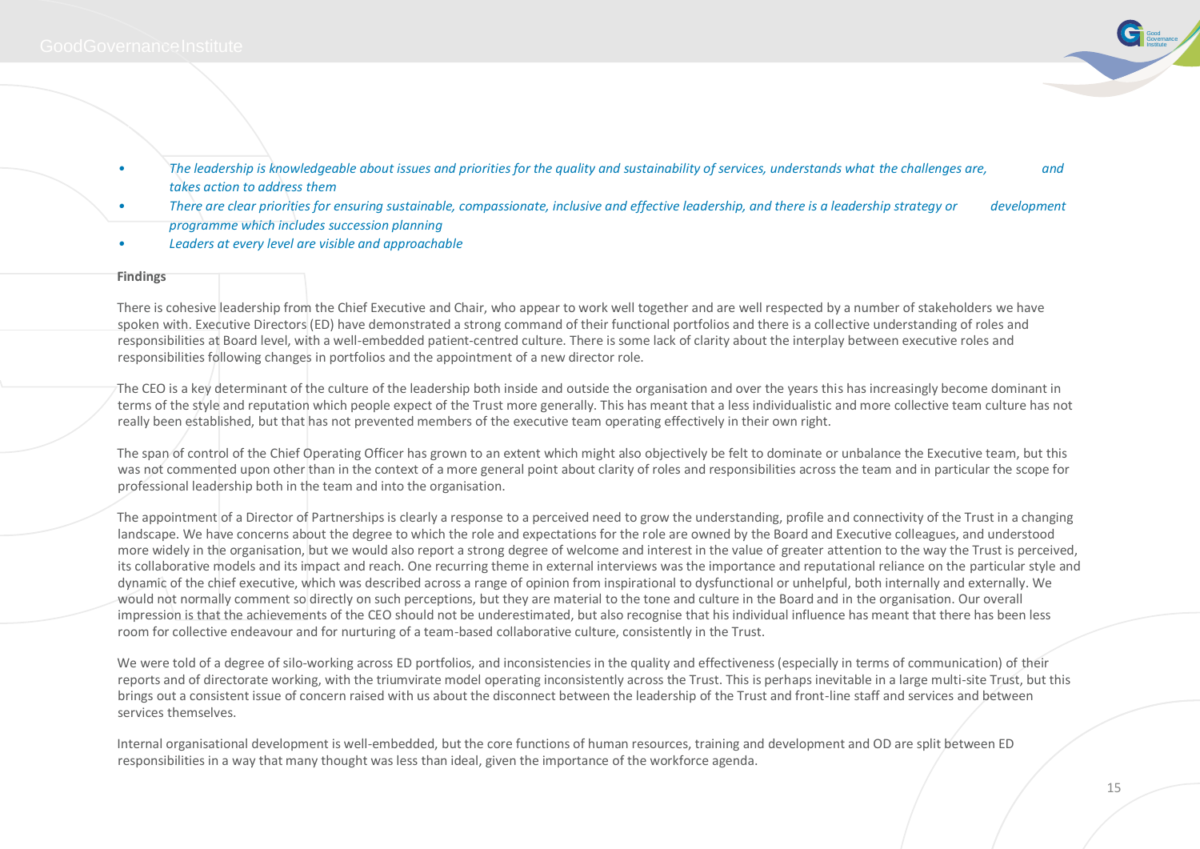- *The leadership is knowledgeable about issues and priorities for the quality and sustainability of services, understands what the challenges are, and takes action to address them*
- *There are clear priorities for ensuring sustainable, compassionate, inclusive and effective leadership, and there is a leadership strategy or development programme which includes succession planning*
- *Leaders at every level are visible and approachable*

**Findings**

There is cohesive leadership from the Chief Executive and Chair, who appear to work well together and are well respected by a number of stakeholders we have spoken with. Executive Directors (ED) have demonstrated a strong command of their functional portfolios and there is a collective understanding of roles and responsibilities at Board level, with a well-embedded patient-centred culture. There is some lack of clarity about the interplay between executive roles and responsibilities following changes in portfolios and the appointment of a new director role.

The CEO is a key determinant of the culture of the leadership both inside and outside the organisation and over the years this has increasingly become dominant in terms of the style and reputation which people expect of the Trust more generally. This has meant that a less individualistic and more collective team culture has not really been established, but that has not prevented members of the executive team operating effectively in their own right.

The span of control of the Chief Operating Officer has grown to an extent which might also objectively be felt to dominate or unbalance the Executive team, but this was not commented upon other than in the context of a more general point about clarity of roles and responsibilities across the team and in particular the scope for professional leadership both in the team and into the organisation.

The appointment of a Director of Partnerships is clearly a response to a perceived need to grow the understanding, profile and connectivity of the Trust in a changing landscape. We have concerns about the degree to which the role and expectations for the role are owned by the Board and Executive colleagues, and understood more widely in the organisation, but we would also report a strong degree of welcome and interest in the value of greater attention to the way the Trust is perceived, its collaborative models and its impact and reach. One recurring theme in external interviews was the importance and reputational reliance on the particular style and dynamic of the chief executive, which was described across a range of opinion from inspirational to dysfunctional or unhelpful, both internally and externally. We would not normally comment so directly on such perceptions, but they are material to the tone and culture in the Board and in the organisation. Our overall impression is that the achievements of the CEO should not be underestimated, but also recognise that his individual influence has meant that there has been less room for collective endeavour and for nurturing of a team-based collaborative culture, consistently in the Trust.

We were told of a degree of silo-working across ED portfolios, and inconsistencies in the quality and effectiveness (especially in terms of communication) of their reports and of directorate working, with the triumvirate model operating inconsistently across the Trust. This is perhaps inevitable in a large multi-site Trust, but this brings out a consistent issue of concern raised with us about the disconnect between the leadership of the Trust and front-line staff and services and between services themselves.

Internal organisational development is well-embedded, but the core functions of human resources, training and development and OD are split between ED responsibilities in a way that many thought was less than ideal, given the importance of the workforce agenda.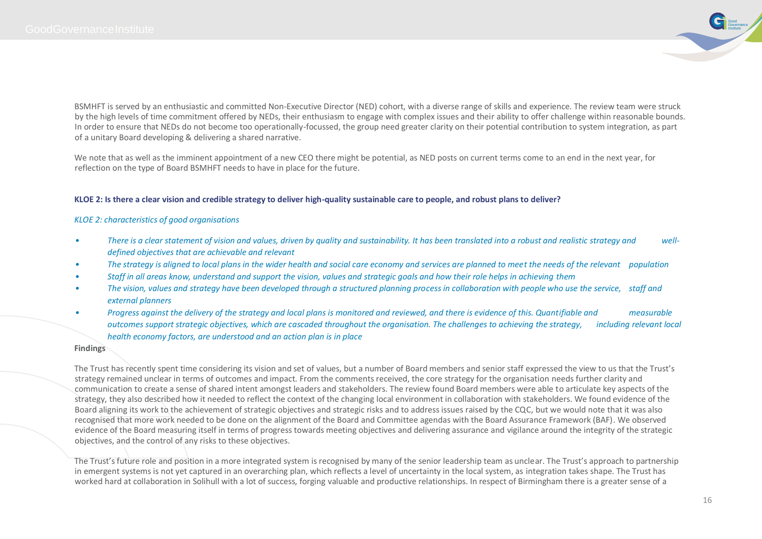BSMHFT is served by an enthusiastic and committed Non-Executive Director (NED) cohort, with a diverse range of skills and experience. The review team were struck by the high levels of time commitment offered by NEDs, their enthusiasm to engage with complex issues and their ability to offer challenge within reasonable bounds. In order to ensure that NEDs do not become too operationally-focussed, the group need greater clarity on their potential contribution to system integration, as part of a unitary Board developing & delivering a shared narrative.

We note that as well as the imminent appointment of a new CEO there might be potential, as NED posts on current terms come to an end in the next year, for reflection on the type of Board BSMHFT needs to have in place for the future.

**KLOE 2: Is there a clear vision and credible strategy to deliver high-quality sustainable care to people, and robust plans to deliver?**

*KLOE 2: characteristics of good organisations*

- *There is a clear statement of vision and values, driven by quality and sustainability. It has been translated into a robust and realistic strategy and well-defined objectives that are achievable and relevant*
- *The strategy is aligned to local plans in the wider health and social care economy and services are planned to meet the needs of the relevant population*
- *Staff in all areas know, understand and support the vision, values and strategic goals and how their role helps in achieving them*
- *The vision, values and strategy have been developed through a structured planning process in collaboration with people who use the service, staff and external planners*
- *Progress against the delivery of the strategy and local plans is monitored and reviewed, and there is evidence of this. Quantifiable and measurable outcomes support strategic objectives, which are cascaded throughout the organisation. The challenges to achieving the strategy, including relevant local health economy factors, are understood and an action plan is in place*

**Findings**

The Trust has recently spent time considering its vision and set of values, but a number of Board members and senior staff expressed the view to us that the Trust's strategy remained unclear in terms of outcomes and impact. From the comments received, the core strategy for the organisation needs further clarity and communication to create a sense of shared intent amongst leaders and stakeholders. The review found Board members were able to articulate key aspects of the strategy, they also described how it needed to reflect the context of the changing local environment in collaboration with stakeholders. We found evidence of the Board aligning its work to the achievement of strategic objectives and strategic risks and to address issues raised by the CQC, but we would note that it was also recognised that more work needed to be done on the alignment of the Board and Committee agendas with the Board Assurance Framework (BAF). We observed evidence of the Board measuring itself in terms of progress towards meeting objectives and delivering assurance and vigilance around the integrity of the strategic objectives, and the control of any risks to these objectives.

The Trust's future role and position in a more integrated system is recognised by many of the senior leadership team as unclear. The Trust's approach to partnership in emergent systems is not yet captured in an overarching plan, which reflects a level of uncertainty in the local system, as integration takes shape. The Trust has worked hard at collaboration in Solihull with a lot of success, forging valuable and productive relationships. In respect of Birmingham there is a greater sense of a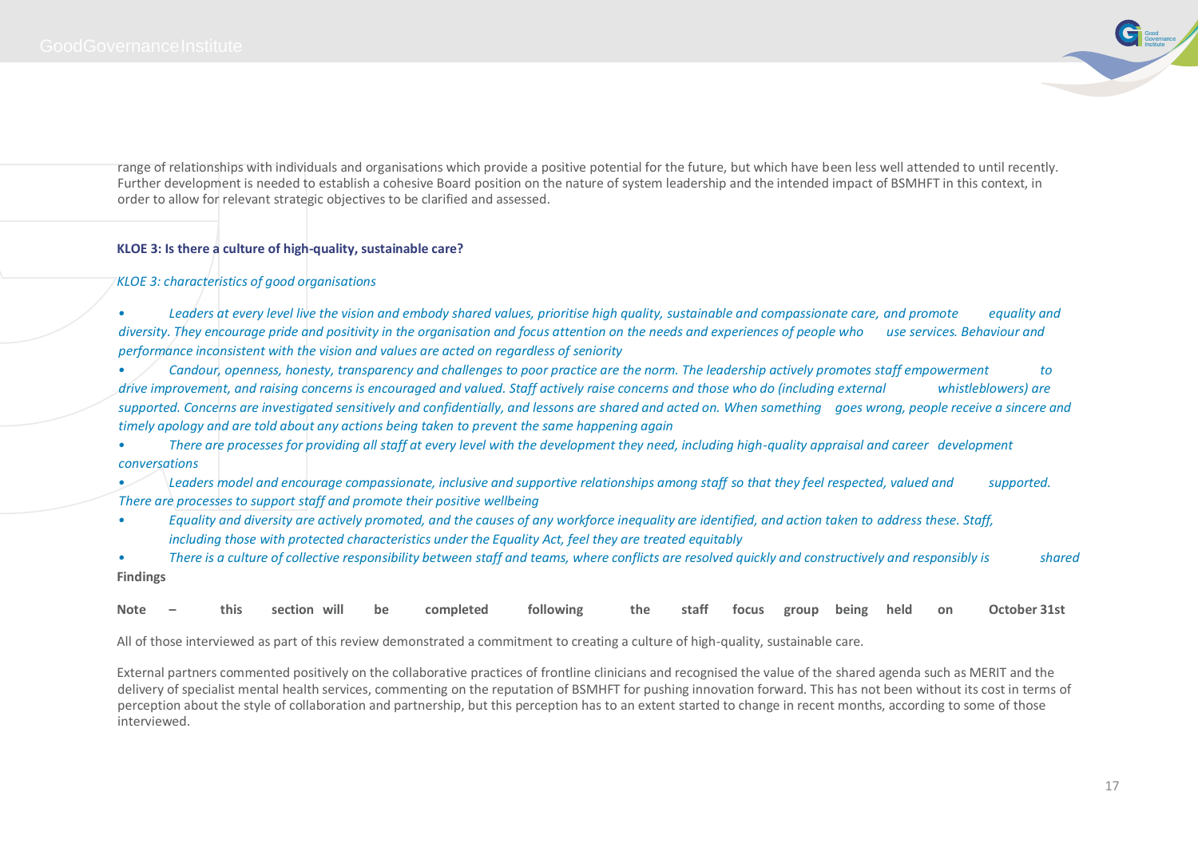range of relationships with individuals and organisations which provide a positive potential for the future, but which have been less well attended to until recently. Further development is needed to establish a cohesive Board position on the nature of system leadership and the intended impact of BSMHFT in this context, in order to allow for relevant strategic objectives to be clarified and assessed.

**KLOE 3: Is there a culture of high-quality, sustainable care?**

*KLOE 3: characteristics of good organisations*

- *Leaders at every level live the vision and embody shared values, prioritise high quality, sustainable and compassionate care, and promote equality and diversity. They encourage pride and positivity in the organisation and focus attention on the needs and experiences of people who use services. Behaviour and performance inconsistent with the vision and values are acted on regardless of seniority*
- *Candour, openness, honesty, transparency and challenges to poor practice are the norm. The leadership actively promotes staff empowerment to drive improvement, and raising concerns is encouraged and valued. Staff actively raise concerns and those who do (including external whistleblowers) are supported. Concerns are investigated sensitively and confidentially, and lessons are shared and acted on. When something goes wrong, people receive a sincere and timely apology and are told about any actions being taken to prevent the same happening again*
- *There are processes for providing all staff at every level with the development they need, including high-quality appraisal and career development conversations*
- *Leaders model and encourage compassionate, inclusive and supportive relationships among staff so that they feel respected, valued and supported. There are processes to support staff and promote their positive wellbeing*
- *Equality and diversity are actively promoted, and the causes of any workforce inequality are identified, and action taken to address these. Staff, including those with protected characteristics under the Equality Act, feel they are treated equitably*
- *There is a culture of collective responsibility between staff and teams, where conflicts are resolved quickly and constructively and responsibly is shared*

**Findings**

**Note – this section will be completed following the staff focus group being held on October 31st**

All of those interviewed as part of this review demonstrated a commitment to creating a culture of high-quality, sustainable care.

External partners commented positively on the collaborative practices of frontline clinicians and recognised the value of the shared agenda such as MERIT and the delivery of specialist mental health services, commenting on the reputation of BSMHFT for pushing innovation forward. This has not been without its cost in terms of perception about the style of collaboration and partnership, but this perception has to an extent started to change in recent months, according to some of those interviewed.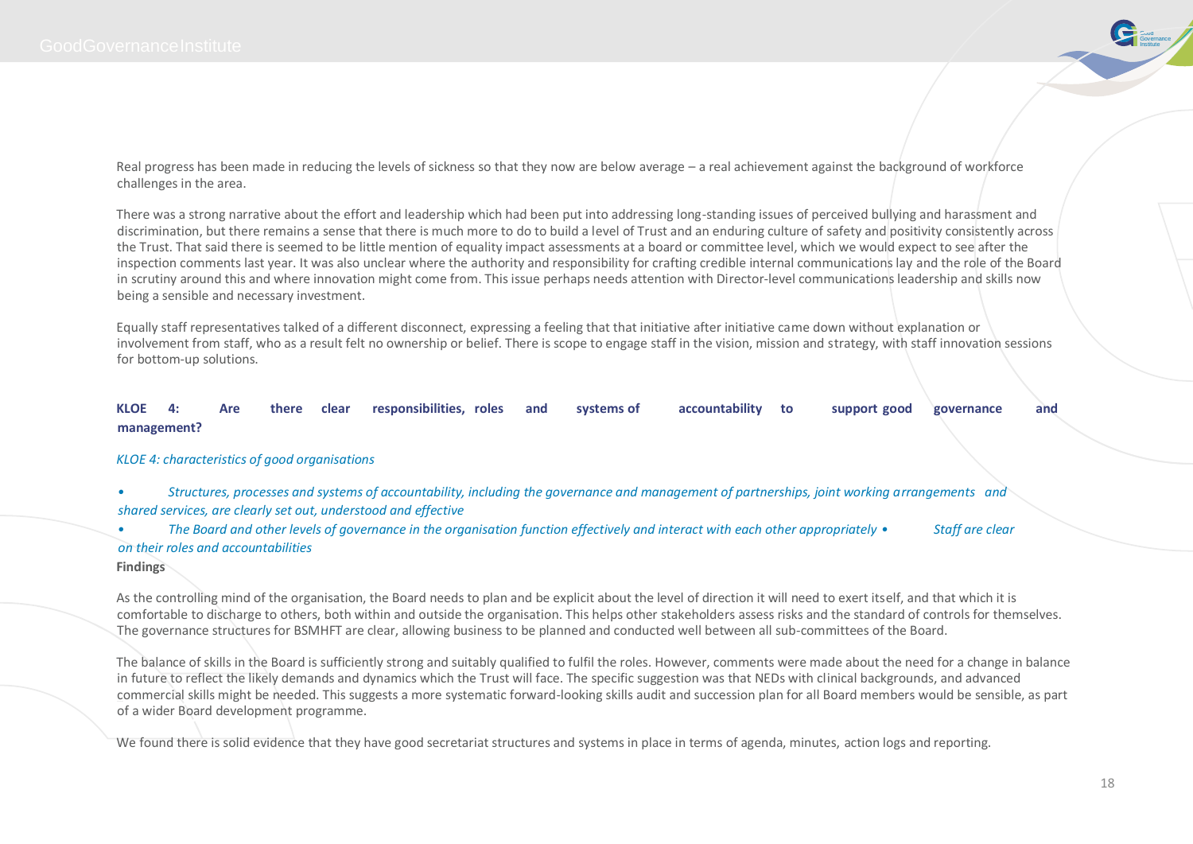Real progress has been made in reducing the levels of sickness so that they now are below average – a real achievement against the background of workforce challenges in the area.

There was a strong narrative about the effort and leadership which had been put into addressing long-standing issues of perceived bullying and harassment and discrimination, but there remains a sense that there is much more to do to build a level of Trust and an enduring culture of safety and positivity consistently across the Trust. That said there is seemed to be little mention of equality impact assessments at a board or committee level, which we would expect to see after the inspection comments last year. It was also unclear where the authority and responsibility for crafting credible internal communications lay and the role of the Board in scrutiny around this and where innovation might come from. This issue perhaps needs attention with Director-level communications leadership and skills now being a sensible and necessary investment.

Equally staff representatives talked of a different disconnect, expressing a feeling that that initiative after initiative came down without explanation or involvement from staff, who as a result felt no ownership or belief. There is scope to engage staff in the vision, mission and strategy, with staff innovation sessions for bottom-up solutions.

**KLOE 4: Are there clear responsibilities, roles and systems of accountability to support good governance and management?**

*KLOE 4: characteristics of good organisations*

- *Structures, processes and systems of accountability, including the governance and management of partnerships, joint working arrangements and shared services, are clearly set out, understood and effective*
- *The Board and other levels of governance in the organisation function effectively and interact with each other appropriately*
- *Staff are clear on their roles and accountabilities*

**Findings**

As the controlling mind of the organisation, the Board needs to plan and be explicit about the level of direction it will need to exert itself, and that which it is comfortable to discharge to others, both within and outside the organisation. This helps other stakeholders assess risks and the standard of controls for themselves. The governance structures for BSMHFT are clear, allowing business to be planned and conducted well between all sub-committees of the Board.

The balance of skills in the Board is sufficiently strong and suitably qualified to fulfil the roles. However, comments were made about the need for a change in balance in future to reflect the likely demands and dynamics which the Trust will face. The specific suggestion was that NEDs with clinical backgrounds, and advanced commercial skills might be needed. This suggests a more systematic forward-looking skills audit and succession plan for all Board members would be sensible, as part of a wider Board development programme.

We found there is solid evidence that they have good secretariat structures and systems in place in terms of agenda, minutes, action logs and reporting.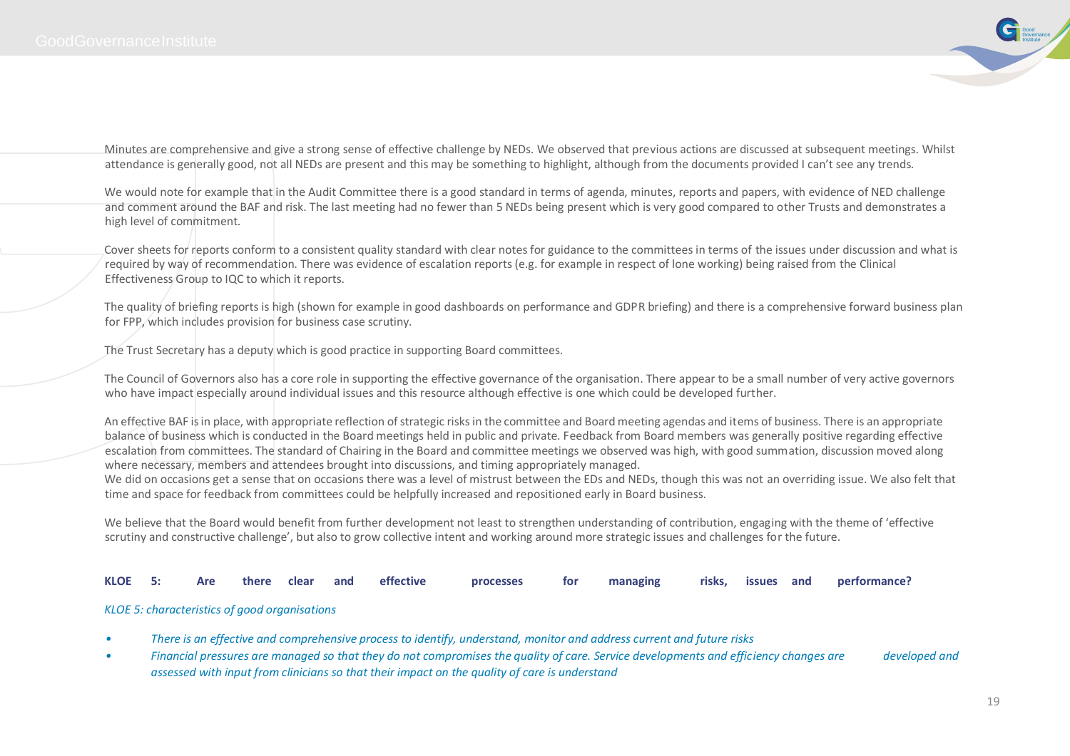Minutes are comprehensive and give a strong sense of effective challenge by NEDs. We observed that previous actions are discussed at subsequent meetings. Whilst attendance is generally good, not all NEDs are present and this may be something to highlight, although from the documents provided I can't see any trends.

We would note for example that in the Audit Committee there is a good standard in terms of agenda, minutes, reports and papers, with evidence of NED challenge and comment around the BAF and risk. The last meeting had no fewer than 5 NEDs being present which is very good compared to other Trusts and demonstrates a high level of commitment.

Cover sheets for reports conform to a consistent quality standard with clear notes for guidance to the committees in terms of the issues under discussion and what is required by way of recommendation. There was evidence of escalation reports (e.g. for example in respect of lone working) being raised from the Clinical Effectiveness Group to IQC to which it reports.

The quality of briefing reports is high (shown for example in good dashboards on performance and GDPR briefing) and there is a comprehensive forward business plan for FPP, which includes provision for business case scrutiny.

The Trust Secretary has a deputy which is good practice in supporting Board committees.

The Council of Governors also has a core role in supporting the effective governance of the organisation. There appear to be a small number of very active governors who have impact especially around individual issues and this resource although effective is one which could be developed further.

An effective BAF is in place, with appropriate reflection of strategic risks in the committee and Board meeting agendas and items of business. There is an appropriate balance of business which is conducted in the Board meetings held in public and private. Feedback from Board members was generally positive regarding effective escalation from committees. The standard of Chairing in the Board and committee meetings we observed was high, with good summation, discussion moved along where necessary, members and attendees brought into discussions, and timing appropriately managed.
We did on occasions get a sense that on occasions there was a level of mistrust between the EDs and NEDs, though this was not an overriding issue. We also felt that time and space for feedback from committees could be helpfully increased and repositioned early in Board business.

We believe that the Board would benefit from further development not least to strengthen understanding of contribution, engaging with the theme of 'effective scrutiny and constructive challenge', but also to grow collective intent and working around more strategic issues and challenges for the future.

**KLOE 5: Are there clear and effective processes for managing risks, issues and performance?**

*KLOE 5: characteristics of good organisations*

- *There is an effective and comprehensive process to identify, understand, monitor and address current and future risks*
- *Financial pressures are managed so that they do not compromises the quality of care. Service developments and efficiency changes are developed and assessed with input from clinicians so that their impact on the quality of care is understand*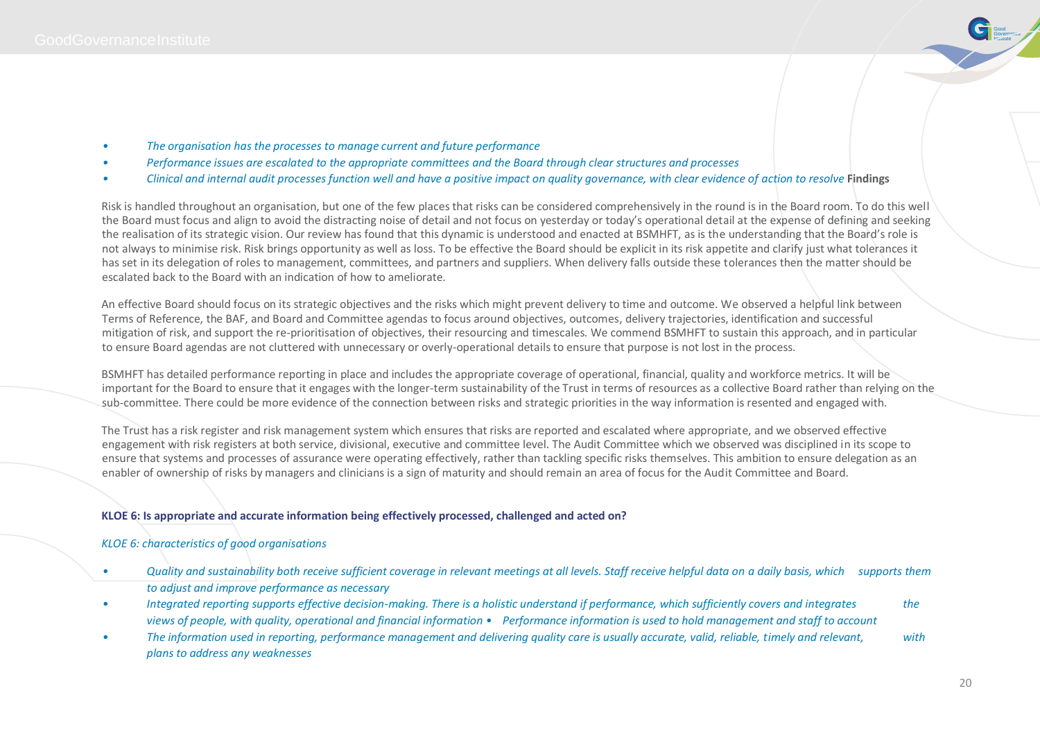- *The organisation has the processes to manage current and future performance*
- *Performance issues are escalated to the appropriate committees and the Board through clear structures and processes*
- *Clinical and internal audit processes function well and have a positive impact on quality governance, with clear evidence of action to resolve* **Findings**

Risk is handled throughout an organisation, but one of the few places that risks can be considered comprehensively in the round is in the Board room. To do this well the Board must focus and align to avoid the distracting noise of detail and not focus on yesterday or today's operational detail at the expense of defining and seeking the realisation of its strategic vision. Our review has found that this dynamic is understood and enacted at BSMHFT, as is the understanding that the Board's role is not always to minimise risk. Risk brings opportunity as well as loss. To be effective the Board should be explicit in its risk appetite and clarify just what tolerances it has set in its delegation of roles to management, committees, and partners and suppliers. When delivery falls outside these tolerances then the matter should be escalated back to the Board with an indication of how to ameliorate.

An effective Board should focus on its strategic objectives and the risks which might prevent delivery to time and outcome. We observed a helpful link between Terms of Reference, the BAF, and Board and Committee agendas to focus around objectives, outcomes, delivery trajectories, identification and successful mitigation of risk, and support the re-prioritisation of objectives, their resourcing and timescales. We commend BSMHFT to sustain this approach, and in particular to ensure Board agendas are not cluttered with unnecessary or overly-operational details to ensure that purpose is not lost in the process.

BSMHFT has detailed performance reporting in place and includes the appropriate coverage of operational, financial, quality and workforce metrics. It will be important for the Board to ensure that it engages with the longer-term sustainability of the Trust in terms of resources as a collective Board rather than relying on the sub-committee. There could be more evidence of the connection between risks and strategic priorities in the way information is resented and engaged with.

The Trust has a risk register and risk management system which ensures that risks are reported and escalated where appropriate, and we observed effective engagement with risk registers at both service, divisional, executive and committee level. The Audit Committee which we observed was disciplined in its scope to ensure that systems and processes of assurance were operating effectively, rather than tackling specific risks themselves. This ambition to ensure delegation as an enabler of ownership of risks by managers and clinicians is a sign of maturity and should remain an area of focus for the Audit Committee and Board.

**KLOE 6: Is appropriate and accurate information being effectively processed, challenged and acted on?**

*KLOE 6: characteristics of good organisations*

- *Quality and sustainability both receive sufficient coverage in relevant meetings at all levels. Staff receive helpful data on a daily basis, which supports them to adjust and improve performance as necessary*
- *Integrated reporting supports effective decision-making. There is a holistic understand if performance, which sufficiently covers and integrates the views of people, with quality, operational and financial information*
- *Performance information is used to hold management and staff to account*
- *The information used in reporting, performance management and delivering quality care is usually accurate, valid, reliable, timely and relevant, with plans to address any weaknesses*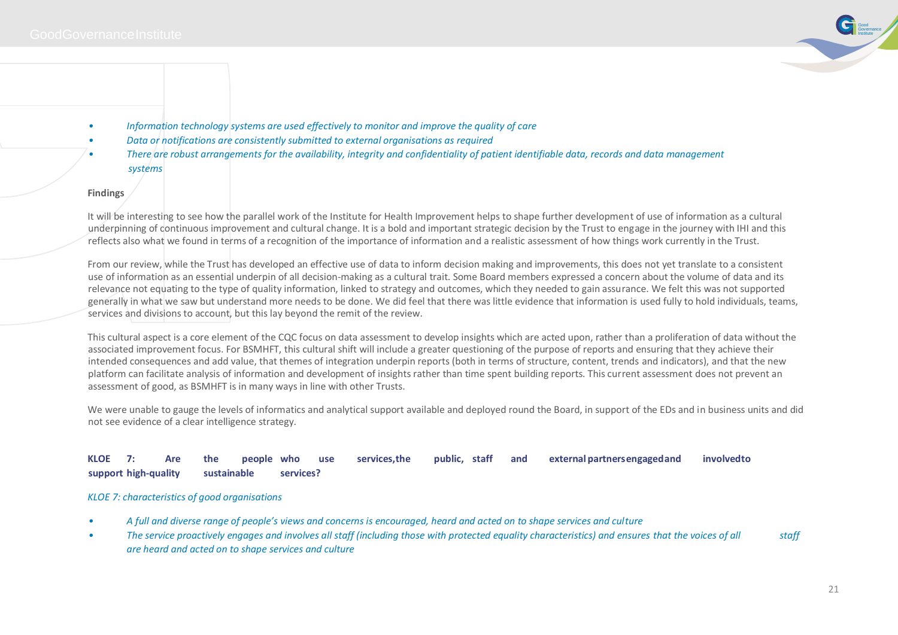- *Information technology systems are used effectively to monitor and improve the quality of care*
- *Data or notifications are consistently submitted to external organisations as required*
- *There are robust arrangements for the availability, integrity and confidentiality of patient identifiable data, records and data management systems*

**Findings**

It will be interesting to see how the parallel work of the Institute for Health Improvement helps to shape further development of use of information as a cultural underpinning of continuous improvement and cultural change. It is a bold and important strategic decision by the Trust to engage in the journey with IHI and this reflects also what we found in terms of a recognition of the importance of information and a realistic assessment of how things work currently in the Trust.

From our review, while the Trust has developed an effective use of data to inform decision making and improvements, this does not yet translate to a consistent use of information as an essential underpin of all decision-making as a cultural trait. Some Board members expressed a concern about the volume of data and its relevance not equating to the type of quality information, linked to strategy and outcomes, which they needed to gain assurance. We felt this was not supported generally in what we saw but understand more needs to be done. We did feel that there was little evidence that information is used fully to hold individuals, teams, services and divisions to account, but this lay beyond the remit of the review.

This cultural aspect is a core element of the CQC focus on data assessment to develop insights which are acted upon, rather than a proliferation of data without the associated improvement focus. For BSMHFT, this cultural shift will include a greater questioning of the purpose of reports and ensuring that they achieve their intended consequences and add value, that themes of integration underpin reports (both in terms of structure, content, trends and indicators), and that the new platform can facilitate analysis of information and development of insights rather than time spent building reports. This current assessment does not prevent an assessment of good, as BSMHFT is in many ways in line with other Trusts.

We were unable to gauge the levels of informatics and analytical support available and deployed round the Board, in support of the EDs and in business units and did not see evidence of a clear intelligence strategy.

**KLOE 7: Are the people who use services, the public, staff and external partners engaged and involved to support high-quality sustainable services?**

*KLOE 7: characteristics of good organisations*

- *A full and diverse range of people's views and concerns is encouraged, heard and acted on to shape services and culture*
- *The service proactively engages and involves all staff (including those with protected equality characteristics) and ensures that the voices of all staff are heard and acted on to shape services and culture*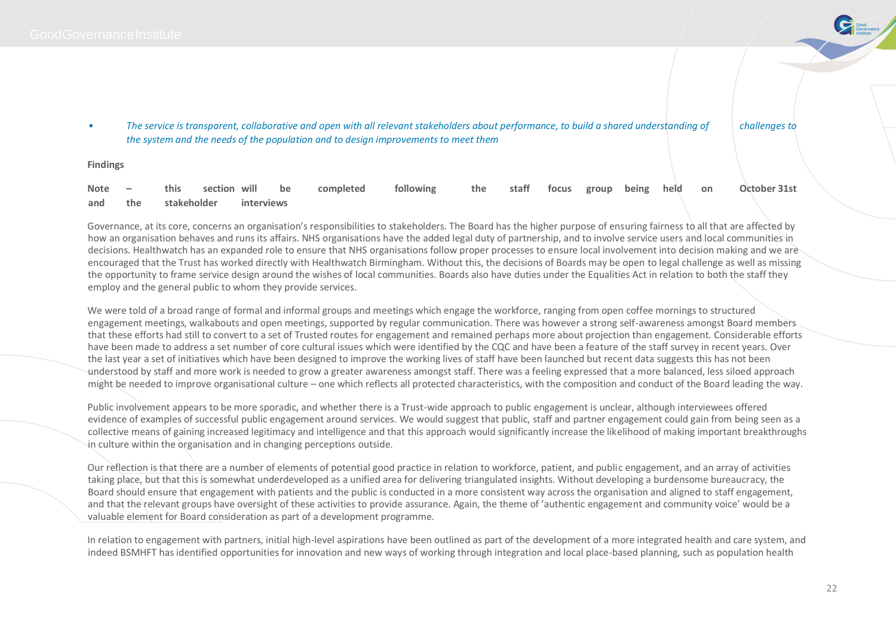- *The service is transparent, collaborative and open with all relevant stakeholders about performance, to build a shared understanding of challenges to the system and the needs of the population and to design improvements to meet them*

**Findings**

**Note – this section will be completed following the staff focus group being held on October 31st and the stakeholder interviews**

Governance, at its core, concerns an organisation's responsibilities to stakeholders. The Board has the higher purpose of ensuring fairness to all that are affected by how an organisation behaves and runs its affairs. NHS organisations have the added legal duty of partnership, and to involve service users and local communities in decisions. Healthwatch has an expanded role to ensure that NHS organisations follow proper processes to ensure local involvement into decision making and we are encouraged that the Trust has worked directly with Healthwatch Birmingham. Without this, the decisions of Boards may be open to legal challenge as well as missing the opportunity to frame service design around the wishes of local communities. Boards also have duties under the Equalities Act in relation to both the staff they employ and the general public to whom they provide services.

We were told of a broad range of formal and informal groups and meetings which engage the workforce, ranging from open coffee mornings to structured engagement meetings, walkabouts and open meetings, supported by regular communication. There was however a strong self-awareness amongst Board members that these efforts had still to convert to a set of Trusted routes for engagement and remained perhaps more about projection than engagement. Considerable efforts have been made to address a set number of core cultural issues which were identified by the CQC and have been a feature of the staff survey in recent years. Over the last year a set of initiatives which have been designed to improve the working lives of staff have been launched but recent data suggests this has not been understood by staff and more work is needed to grow a greater awareness amongst staff. There was a feeling expressed that a more balanced, less siloed approach might be needed to improve organisational culture – one which reflects all protected characteristics, with the composition and conduct of the Board leading the way.

Public involvement appears to be more sporadic, and whether there is a Trust-wide approach to public engagement is unclear, although interviewees offered evidence of examples of successful public engagement around services. We would suggest that public, staff and partner engagement could gain from being seen as a collective means of gaining increased legitimacy and intelligence and that this approach would significantly increase the likelihood of making important breakthroughs in culture within the organisation and in changing perceptions outside.

Our reflection is that there are a number of elements of potential good practice in relation to workforce, patient, and public engagement, and an array of activities taking place, but that this is somewhat underdeveloped as a unified area for delivering triangulated insights. Without developing a burdensome bureaucracy, the Board should ensure that engagement with patients and the public is conducted in a more consistent way across the organisation and aligned to staff engagement, and that the relevant groups have oversight of these activities to provide assurance. Again, the theme of 'authentic engagement and community voice' would be a valuable element for Board consideration as part of a development programme.

In relation to engagement with partners, initial high-level aspirations have been outlined as part of the development of a more integrated health and care system, and indeed BSMHFT has identified opportunities for innovation and new ways of working through integration and local place-based planning, such as population health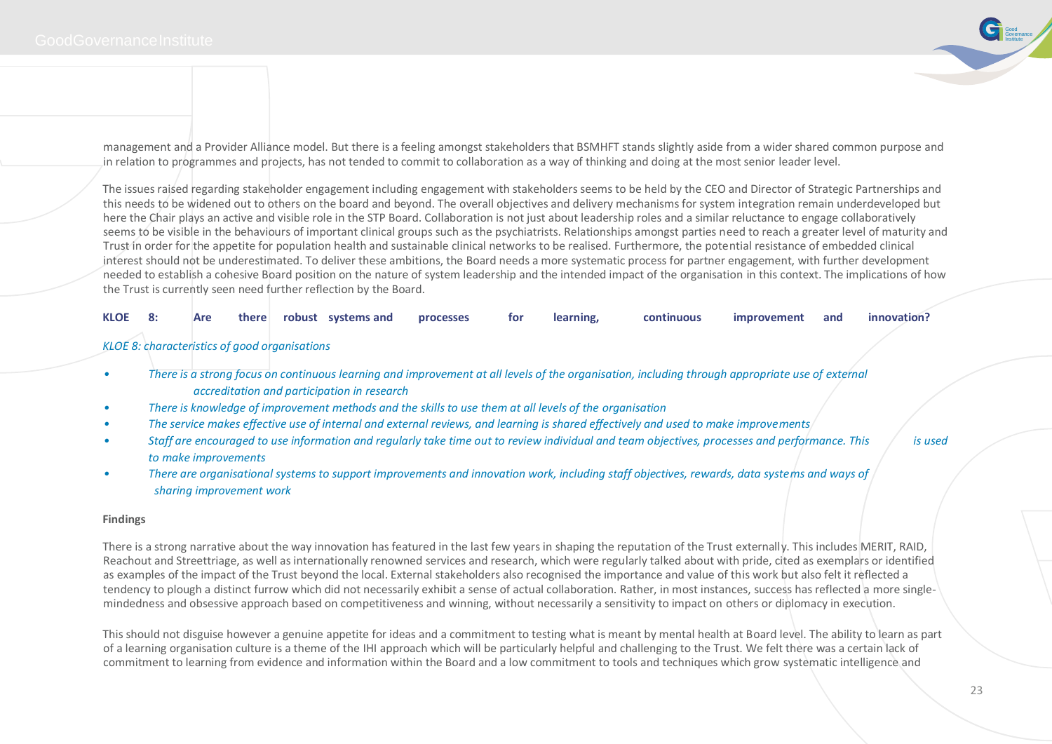management and a Provider Alliance model. But there is a feeling amongst stakeholders that BSMHFT stands slightly aside from a wider shared common purpose and in relation to programmes and projects, has not tended to commit to collaboration as a way of thinking and doing at the most senior leader level.

The issues raised regarding stakeholder engagement including engagement with stakeholders seems to be held by the CEO and Director of Strategic Partnerships and this needs to be widened out to others on the board and beyond. The overall objectives and delivery mechanisms for system integration remain underdeveloped but here the Chair plays an active and visible role in the STP Board. Collaboration is not just about leadership roles and a similar reluctance to engage collaboratively seems to be visible in the behaviours of important clinical groups such as the psychiatrists. Relationships amongst parties need to reach a greater level of maturity and Trust in order for the appetite for population health and sustainable clinical networks to be realised. Furthermore, the potential resistance of embedded clinical interest should not be underestimated. To deliver these ambitions, the Board needs a more systematic process for partner engagement, with further development needed to establish a cohesive Board position on the nature of system leadership and the intended impact of the organisation in this context. The implications of how the Trust is currently seen need further reflection by the Board.

**KLOE 8: Are there robust systems and processes for learning, continuous improvement and innovation?**

*KLOE 8: characteristics of good organisations*

- *There is a strong focus on continuous learning and improvement at all levels of the organisation, including through appropriate use of external accreditation and participation in research*
- *There is knowledge of improvement methods and the skills to use them at all levels of the organisation*
- *The service makes effective use of internal and external reviews, and learning is shared effectively and used to make improvements*
- *Staff are encouraged to use information and regularly take time out to review individual and team objectives, processes and performance. This is used to make improvements*
- *There are organisational systems to support improvements and innovation work, including staff objectives, rewards, data systems and ways of sharing improvement work*

**Findings**

There is a strong narrative about the way innovation has featured in the last few years in shaping the reputation of the Trust externally. This includes MERIT, RAID, Reachout and Streettriage, as well as internationally renowned services and research, which were regularly talked about with pride, cited as exemplars or identified as examples of the impact of the Trust beyond the local. External stakeholders also recognised the importance and value of this work but also felt it reflected a tendency to plough a distinct furrow which did not necessarily exhibit a sense of actual collaboration. Rather, in most instances, success has reflected a more single-mindedness and obsessive approach based on competitiveness and winning, without necessarily a sensitivity to impact on others or diplomacy in execution.

This should not disguise however a genuine appetite for ideas and a commitment to testing what is meant by mental health at Board level. The ability to learn as part of a learning organisation culture is a theme of the IHI approach which will be particularly helpful and challenging to the Trust. We felt there was a certain lack of commitment to learning from evidence and information within the Board and a low commitment to tools and techniques which grow systematic intelligence and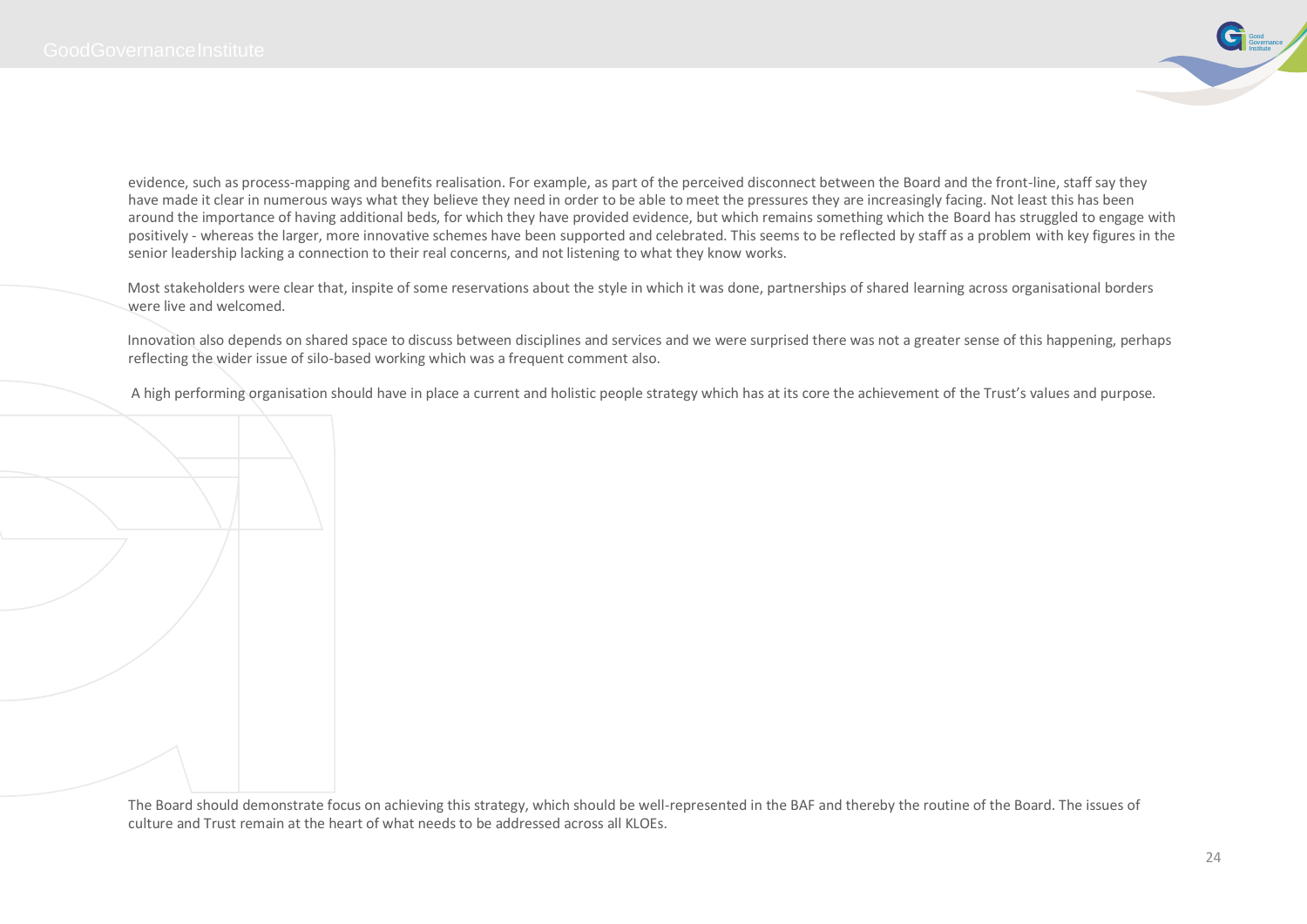evidence, such as process-mapping and benefits realisation. For example, as part of the perceived disconnect between the Board and the front-line, staff say they have made it clear in numerous ways what they believe they need in order to be able to meet the pressures they are increasingly facing. Not least this has been around the importance of having additional beds, for which they have provided evidence, but which remains something which the Board has struggled to engage with positively - whereas the larger, more innovative schemes have been supported and celebrated. This seems to be reflected by staff as a problem with key figures in the senior leadership lacking a connection to their real concerns, and not listening to what they know works.

Most stakeholders were clear that, inspite of some reservations about the style in which it was done, partnerships of shared learning across organisational borders were live and welcomed.

Innovation also depends on shared space to discuss between disciplines and services and we were surprised there was not a greater sense of this happening, perhaps reflecting the wider issue of silo-based working which was a frequent comment also.

A high performing organisation should have in place a current and holistic people strategy which has at its core the achievement of the Trust's values and purpose.

The Board should demonstrate focus on achieving this strategy, which should be well-represented in the BAF and thereby the routine of the Board. The issues of culture and Trust remain at the heart of what needs to be addressed across all KLOEs.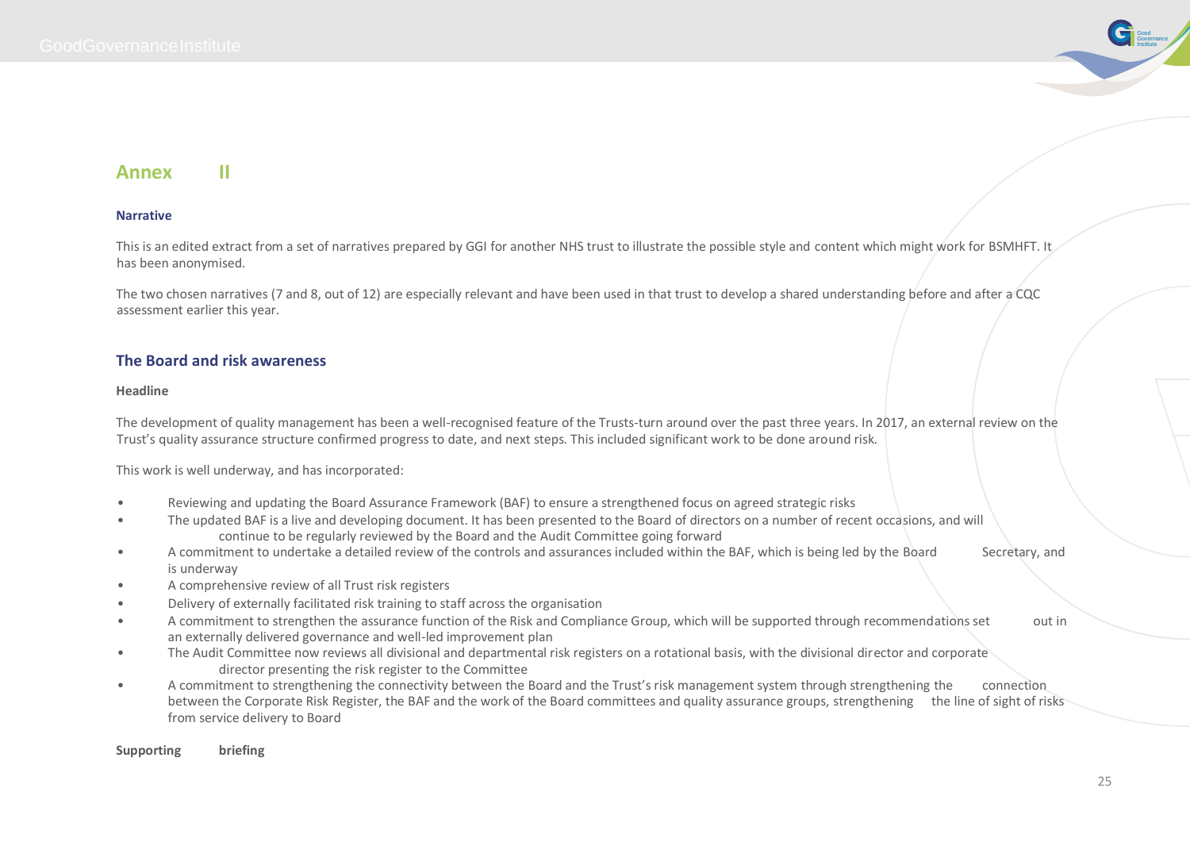## Annex II

### Narrative

This is an edited extract from a set of narratives prepared by GGI for another NHS trust to illustrate the possible style and content which might work for BSMHFT. It has been anonymised.

The two chosen narratives (7 and 8, out of 12) are especially relevant and have been used in that trust to develop a shared understanding before and after a CQC assessment earlier this year.

### The Board and risk awareness

**Headline**

The development of quality management has been a well-recognised feature of the Trusts-turn around over the past three years. In 2017, an external review on the Trust's quality assurance structure confirmed progress to date, and next steps. This included significant work to be done around risk.

This work is well underway, and has incorporated:

- Reviewing and updating the Board Assurance Framework (BAF) to ensure a strengthened focus on agreed strategic risks
- The updated BAF is a live and developing document. It has been presented to the Board of directors on a number of recent occasions, and will continue to be regularly reviewed by the Board and the Audit Committee going forward
- A commitment to undertake a detailed review of the controls and assurances included within the BAF, which is being led by the Board Secretary, and is underway
- A comprehensive review of all Trust risk registers
- Delivery of externally facilitated risk training to staff across the organisation
- A commitment to strengthen the assurance function of the Risk and Compliance Group, which will be supported through recommendations set out in an externally delivered governance and well-led improvement plan
- The Audit Committee now reviews all divisional and departmental risk registers on a rotational basis, with the divisional director and corporate director presenting the risk register to the Committee
- A commitment to strengthening the connectivity between the Board and the Trust's risk management system through strengthening the connection between the Corporate Risk Register, the BAF and the work of the Board committees and quality assurance groups, strengthening the line of sight of risks from service delivery to Board

**Supporting briefing**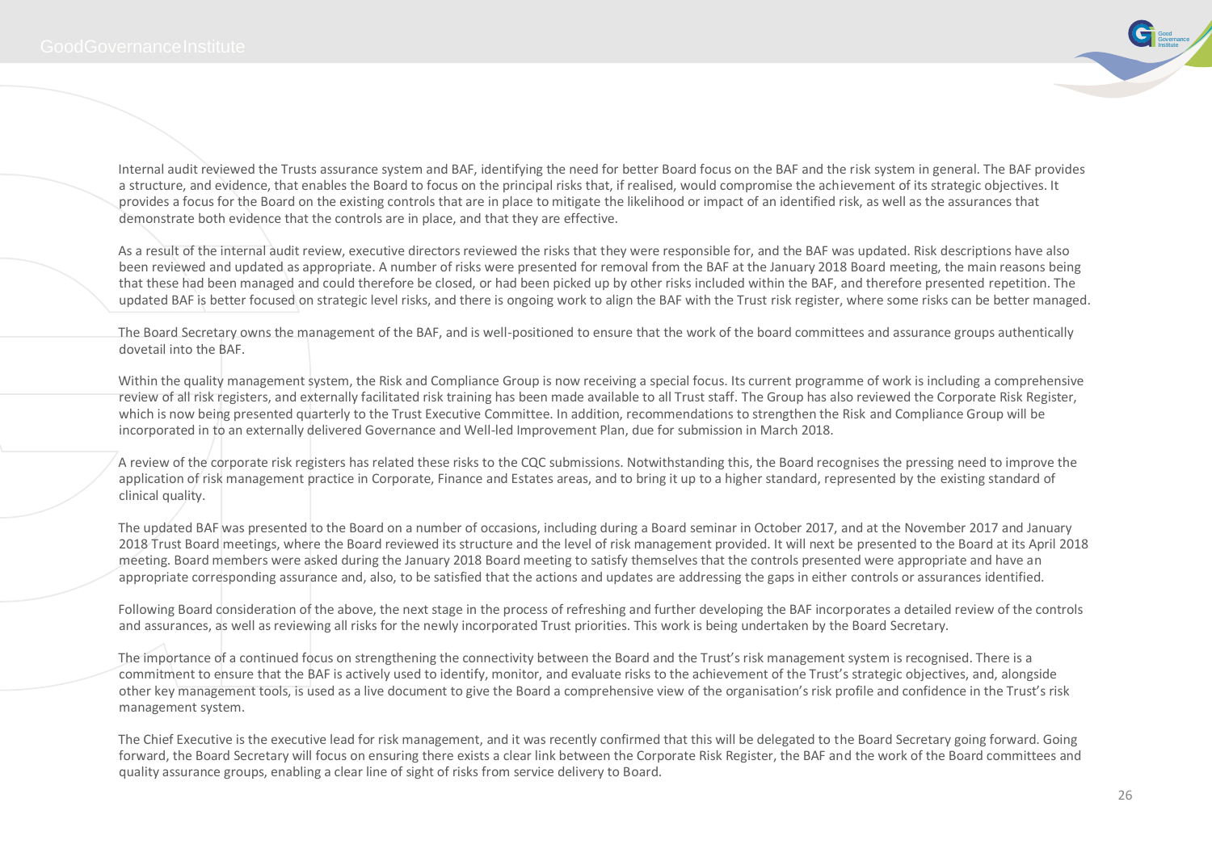Internal audit reviewed the Trusts assurance system and BAF, identifying the need for better Board focus on the BAF and the risk system in general. The BAF provides a structure, and evidence, that enables the Board to focus on the principal risks that, if realised, would compromise the achievement of its strategic objectives. It provides a focus for the Board on the existing controls that are in place to mitigate the likelihood or impact of an identified risk, as well as the assurances that demonstrate both evidence that the controls are in place, and that they are effective.

As a result of the internal audit review, executive directors reviewed the risks that they were responsible for, and the BAF was updated. Risk descriptions have also been reviewed and updated as appropriate. A number of risks were presented for removal from the BAF at the January 2018 Board meeting, the main reasons being that these had been managed and could therefore be closed, or had been picked up by other risks included within the BAF, and therefore presented repetition. The updated BAF is better focused on strategic level risks, and there is ongoing work to align the BAF with the Trust risk register, where some risks can be better managed.

The Board Secretary owns the management of the BAF, and is well-positioned to ensure that the work of the board committees and assurance groups authentically dovetail into the BAF.

Within the quality management system, the Risk and Compliance Group is now receiving a special focus. Its current programme of work is including a comprehensive review of all risk registers, and externally facilitated risk training has been made available to all Trust staff. The Group has also reviewed the Corporate Risk Register, which is now being presented quarterly to the Trust Executive Committee. In addition, recommendations to strengthen the Risk and Compliance Group will be incorporated in to an externally delivered Governance and Well-led Improvement Plan, due for submission in March 2018.

A review of the corporate risk registers has related these risks to the CQC submissions. Notwithstanding this, the Board recognises the pressing need to improve the application of risk management practice in Corporate, Finance and Estates areas, and to bring it up to a higher standard, represented by the existing standard of clinical quality.

The updated BAF was presented to the Board on a number of occasions, including during a Board seminar in October 2017, and at the November 2017 and January 2018 Trust Board meetings, where the Board reviewed its structure and the level of risk management provided. It will next be presented to the Board at its April 2018 meeting. Board members were asked during the January 2018 Board meeting to satisfy themselves that the controls presented were appropriate and have an appropriate corresponding assurance and, also, to be satisfied that the actions and updates are addressing the gaps in either controls or assurances identified.

Following Board consideration of the above, the next stage in the process of refreshing and further developing the BAF incorporates a detailed review of the controls and assurances, as well as reviewing all risks for the newly incorporated Trust priorities. This work is being undertaken by the Board Secretary.

The importance of a continued focus on strengthening the connectivity between the Board and the Trust's risk management system is recognised. There is a commitment to ensure that the BAF is actively used to identify, monitor, and evaluate risks to the achievement of the Trust's strategic objectives, and, alongside other key management tools, is used as a live document to give the Board a comprehensive view of the organisation's risk profile and confidence in the Trust's risk management system.

The Chief Executive is the executive lead for risk management, and it was recently confirmed that this will be delegated to the Board Secretary going forward. Going forward, the Board Secretary will focus on ensuring there exists a clear link between the Corporate Risk Register, the BAF and the work of the Board committees and quality assurance groups, enabling a clear line of sight of risks from service delivery to Board.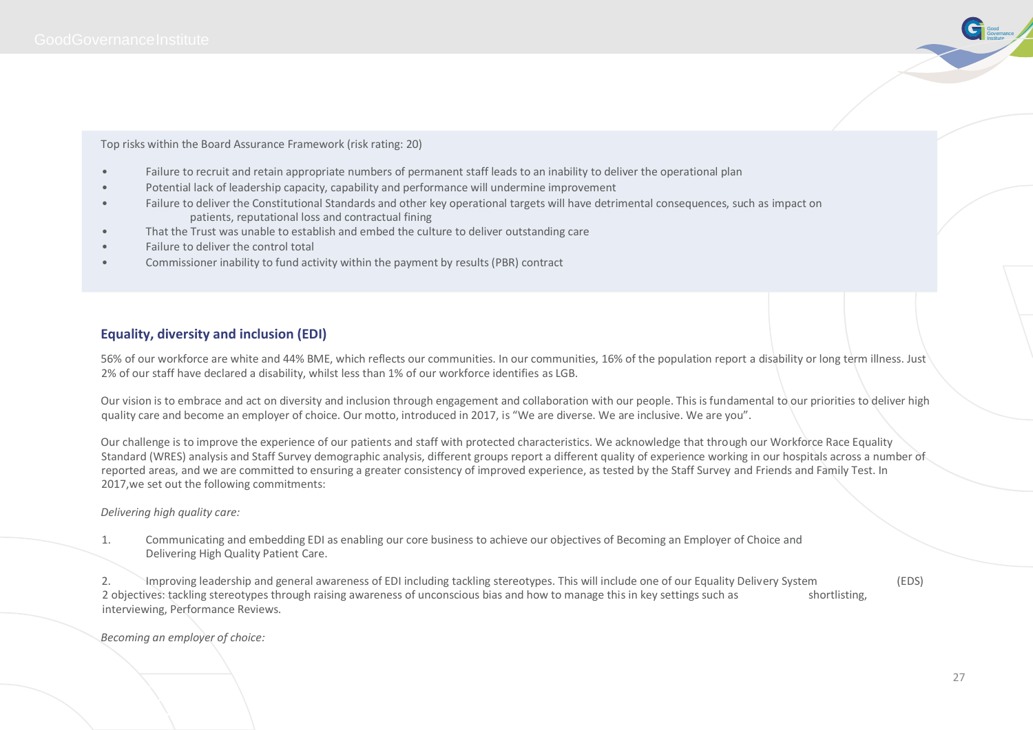Top risks within the Board Assurance Framework (risk rating: 20)

- Failure to recruit and retain appropriate numbers of permanent staff leads to an inability to deliver the operational plan
- Potential lack of leadership capacity, capability and performance will undermine improvement
- Failure to deliver the Constitutional Standards and other key operational targets will have detrimental consequences, such as impact on patients, reputational loss and contractual fining
- That the Trust was unable to establish and embed the culture to deliver outstanding care
- Failure to deliver the control total
- Commissioner inability to fund activity within the payment by results (PBR) contract

## Equality, diversity and inclusion (EDI)

56% of our workforce are white and 44% BME, which reflects our communities. In our communities, 16% of the population report a disability or long term illness. Just 2% of our staff have declared a disability, whilst less than 1% of our workforce identifies as LGB.

Our vision is to embrace and act on diversity and inclusion through engagement and collaboration with our people. This is fundamental to our priorities to deliver high quality care and become an employer of choice. Our motto, introduced in 2017, is "We are diverse. We are inclusive. We are you".

Our challenge is to improve the experience of our patients and staff with protected characteristics. We acknowledge that through our Workforce Race Equality Standard (WRES) analysis and Staff Survey demographic analysis, different groups report a different quality of experience working in our hospitals across a number of reported areas, and we are committed to ensuring a greater consistency of improved experience, as tested by the Staff Survey and Friends and Family Test. In 2017,we set out the following commitments:

*Delivering high quality care:*

1. Communicating and embedding EDI as enabling our core business to achieve our objectives of Becoming an Employer of Choice and Delivering High Quality Patient Care.

2. Improving leadership and general awareness of EDI including tackling stereotypes. This will include one of our Equality Delivery System (EDS) 2 objectives: tackling stereotypes through raising awareness of unconscious bias and how to manage this in key settings such as shortlisting, interviewing, Performance Reviews.

*Becoming an employer of choice:*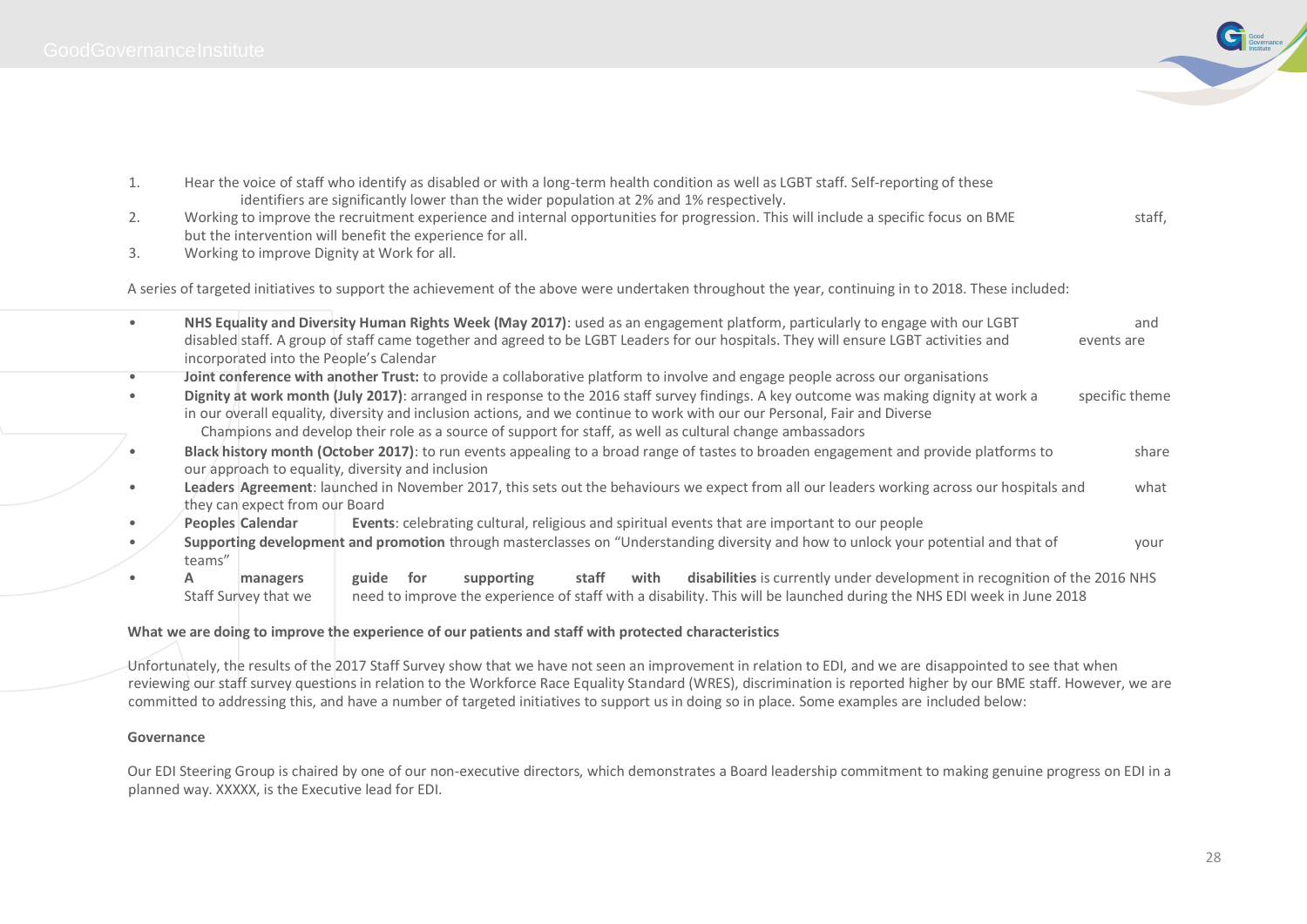1. Hear the voice of staff who identify as disabled or with a long-term health condition as well as LGBT staff. Self-reporting of these identifiers are significantly lower than the wider population at 2% and 1% respectively.
2. Working to improve the recruitment experience and internal opportunities for progression. This will include a specific focus on BME staff, but the intervention will benefit the experience for all.
3. Working to improve Dignity at Work for all.

A series of targeted initiatives to support the achievement of the above were undertaken throughout the year, continuing in to 2018. These included:

- **NHS Equality and Diversity Human Rights Week (May 2017)**: used as an engagement platform, particularly to engage with our LGBT and disabled staff. A group of staff came together and agreed to be LGBT Leaders for our hospitals. They will ensure LGBT activities and events are incorporated into the People's Calendar
- **Joint conference with another Trust:** to provide a collaborative platform to involve and engage people across our organisations
- **Dignity at work month (July 2017)**: arranged in response to the 2016 staff survey findings. A key outcome was making dignity at work a specific theme in our overall equality, diversity and inclusion actions, and we continue to work with our our Personal, Fair and Diverse Champions and develop their role as a source of support for staff, as well as cultural change ambassadors
- **Black history month (October 2017)**: to run events appealing to a broad range of tastes to broaden engagement and provide platforms to share our approach to equality, diversity and inclusion
- **Leaders Agreement**: launched in November 2017, this sets out the behaviours we expect from all our leaders working across our hospitals and what they can expect from our Board
- **Peoples Calendar Events**: celebrating cultural, religious and spiritual events that are important to our people
- **Supporting development and promotion** through masterclasses on "Understanding diversity and how to unlock your potential and that of your teams"
- **A managers guide for supporting staff with disabilities** is currently under development in recognition of the 2016 NHS Staff Survey that we need to improve the experience of staff with a disability. This will be launched during the NHS EDI week in June 2018

**What we are doing to improve the experience of our patients and staff with protected characteristics**

Unfortunately, the results of the 2017 Staff Survey show that we have not seen an improvement in relation to EDI, and we are disappointed to see that when reviewing our staff survey questions in relation to the Workforce Race Equality Standard (WRES), discrimination is reported higher by our BME staff. However, we are committed to addressing this, and have a number of targeted initiatives to support us in doing so in place. Some examples are included below:

**Governance**

Our EDI Steering Group is chaired by one of our non-executive directors, which demonstrates a Board leadership commitment to making genuine progress on EDI in a planned way. XXXXX, is the Executive lead for EDI.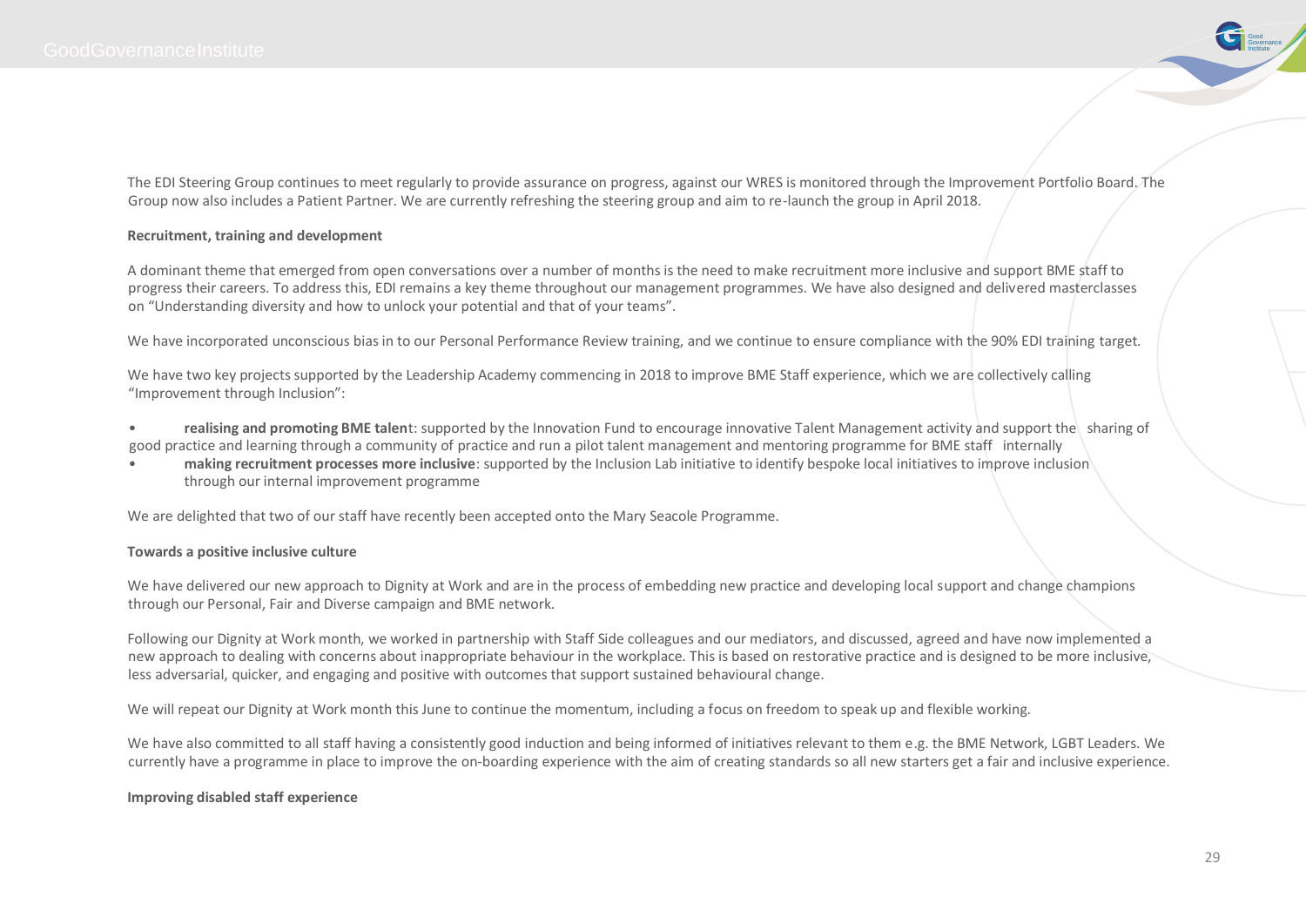The EDI Steering Group continues to meet regularly to provide assurance on progress, against our WRES is monitored through the Improvement Portfolio Board. The Group now also includes a Patient Partner. We are currently refreshing the steering group and aim to re-launch the group in April 2018.

**Recruitment, training and development**

A dominant theme that emerged from open conversations over a number of months is the need to make recruitment more inclusive and support BME staff to progress their careers. To address this, EDI remains a key theme throughout our management programmes. We have also designed and delivered masterclasses on "Understanding diversity and how to unlock your potential and that of your teams".

We have incorporated unconscious bias in to our Personal Performance Review training, and we continue to ensure compliance with the 90% EDI training target.

We have two key projects supported by the Leadership Academy commencing in 2018 to improve BME Staff experience, which we are collectively calling "Improvement through Inclusion":

- **realising and promoting BME talen**t: supported by the Innovation Fund to encourage innovative Talent Management activity and support the sharing of good practice and learning through a community of practice and run a pilot talent management and mentoring programme for BME staff internally
- **making recruitment processes more inclusive**: supported by the Inclusion Lab initiative to identify bespoke local initiatives to improve inclusion through our internal improvement programme

We are delighted that two of our staff have recently been accepted onto the Mary Seacole Programme.

**Towards a positive inclusive culture**

We have delivered our new approach to Dignity at Work and are in the process of embedding new practice and developing local support and change champions through our Personal, Fair and Diverse campaign and BME network.

Following our Dignity at Work month, we worked in partnership with Staff Side colleagues and our mediators, and discussed, agreed and have now implemented a new approach to dealing with concerns about inappropriate behaviour in the workplace. This is based on restorative practice and is designed to be more inclusive, less adversarial, quicker, and engaging and positive with outcomes that support sustained behavioural change.

We will repeat our Dignity at Work month this June to continue the momentum, including a focus on freedom to speak up and flexible working.

We have also committed to all staff having a consistently good induction and being informed of initiatives relevant to them e.g. the BME Network, LGBT Leaders. We currently have a programme in place to improve the on-boarding experience with the aim of creating standards so all new starters get a fair and inclusive experience.

**Improving disabled staff experience**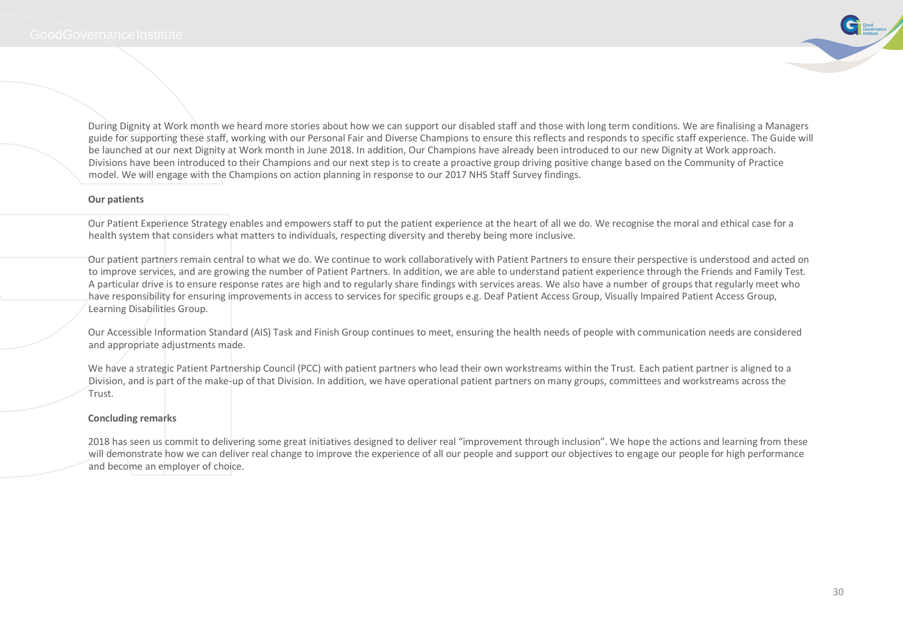During Dignity at Work month we heard more stories about how we can support our disabled staff and those with long term conditions. We are finalising a Managers guide for supporting these staff, working with our Personal Fair and Diverse Champions to ensure this reflects and responds to specific staff experience. The Guide will be launched at our next Dignity at Work month in June 2018. In addition, Our Champions have already been introduced to our new Dignity at Work approach. Divisions have been introduced to their Champions and our next step is to create a proactive group driving positive change based on the Community of Practice model. We will engage with the Champions on action planning in response to our 2017 NHS Staff Survey findings.

**Our patients**

Our Patient Experience Strategy enables and empowers staff to put the patient experience at the heart of all we do. We recognise the moral and ethical case for a health system that considers what matters to individuals, respecting diversity and thereby being more inclusive.

Our patient partners remain central to what we do. We continue to work collaboratively with Patient Partners to ensure their perspective is understood and acted on to improve services, and are growing the number of Patient Partners. In addition, we are able to understand patient experience through the Friends and Family Test. A particular drive is to ensure response rates are high and to regularly share findings with services areas. We also have a number of groups that regularly meet who have responsibility for ensuring improvements in access to services for specific groups e.g. Deaf Patient Access Group, Visually Impaired Patient Access Group, Learning Disabilities Group.

Our Accessible Information Standard (AIS) Task and Finish Group continues to meet, ensuring the health needs of people with communication needs are considered and appropriate adjustments made.

We have a strategic Patient Partnership Council (PCC) with patient partners who lead their own workstreams within the Trust. Each patient partner is aligned to a Division, and is part of the make-up of that Division. In addition, we have operational patient partners on many groups, committees and workstreams across the Trust.

**Concluding remarks**

2018 has seen us commit to delivering some great initiatives designed to deliver real "improvement through inclusion". We hope the actions and learning from these will demonstrate how we can deliver real change to improve the experience of all our people and support our objectives to engage our people for high performance and become an employer of choice.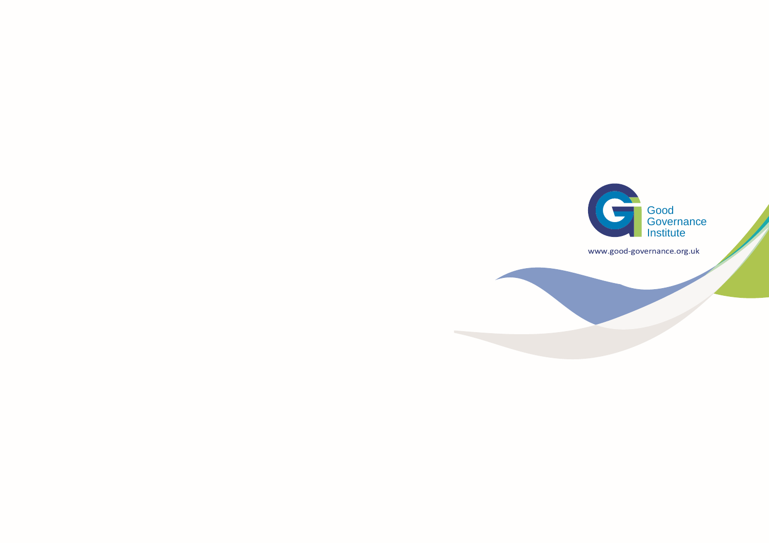Good Governance Institute

www.good-governance.org.uk